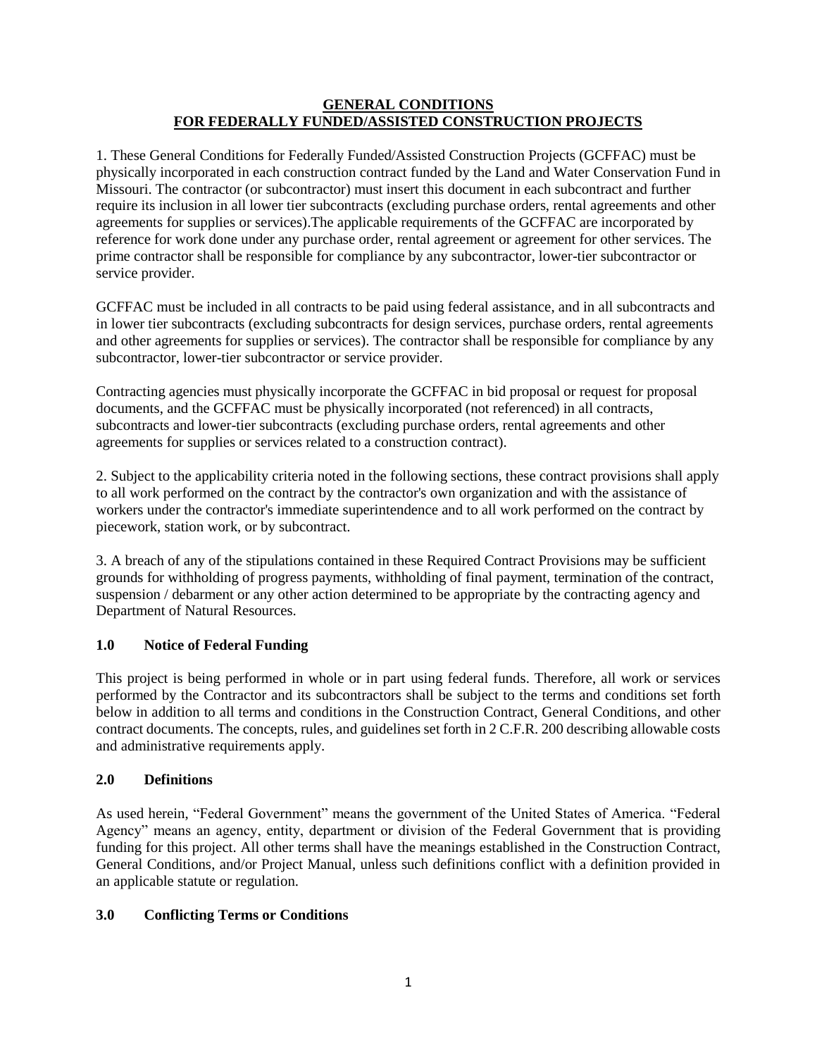# GENERAL CONDITIONS
# FOR FEDERALLY FUNDED/ASSISTED CONSTRUCTION PROJECTS

1. These General Conditions for Federally Funded/Assisted Construction Projects (GCFFAC) must be physically incorporated in each construction contract funded by the Land and Water Conservation Fund in Missouri. The contractor (or subcontractor) must insert this document in each subcontract and further require its inclusion in all lower tier subcontracts (excluding purchase orders, rental agreements and other agreements for supplies or services).The applicable requirements of the GCFFAC are incorporated by reference for work done under any purchase order, rental agreement or agreement for other services. The prime contractor shall be responsible for compliance by any subcontractor, lower-tier subcontractor or service provider.

GCFFAC must be included in all contracts to be paid using federal assistance, and in all subcontracts and in lower tier subcontracts (excluding subcontracts for design services, purchase orders, rental agreements and other agreements for supplies or services). The contractor shall be responsible for compliance by any subcontractor, lower-tier subcontractor or service provider.

Contracting agencies must physically incorporate the GCFFAC in bid proposal or request for proposal documents, and the GCFFAC must be physically incorporated (not referenced) in all contracts, subcontracts and lower-tier subcontracts (excluding purchase orders, rental agreements and other agreements for supplies or services related to a construction contract).

2. Subject to the applicability criteria noted in the following sections, these contract provisions shall apply to all work performed on the contract by the contractor's own organization and with the assistance of workers under the contractor's immediate superintendence and to all work performed on the contract by piecework, station work, or by subcontract.

3. A breach of any of the stipulations contained in these Required Contract Provisions may be sufficient grounds for withholding of progress payments, withholding of final payment, termination of the contract, suspension / debarment or any other action determined to be appropriate by the contracting agency and Department of Natural Resources.

## 1.0 Notice of Federal Funding

This project is being performed in whole or in part using federal funds. Therefore, all work or services performed by the Contractor and its subcontractors shall be subject to the terms and conditions set forth below in addition to all terms and conditions in the Construction Contract, General Conditions, and other contract documents. The concepts, rules, and guidelines set forth in 2 C.F.R. 200 describing allowable costs and administrative requirements apply.

## 2.0 Definitions

As used herein, "Federal Government" means the government of the United States of America. "Federal Agency" means an agency, entity, department or division of the Federal Government that is providing funding for this project. All other terms shall have the meanings established in the Construction Contract, General Conditions, and/or Project Manual, unless such definitions conflict with a definition provided in an applicable statute or regulation.

## 3.0 Conflicting Terms or Conditions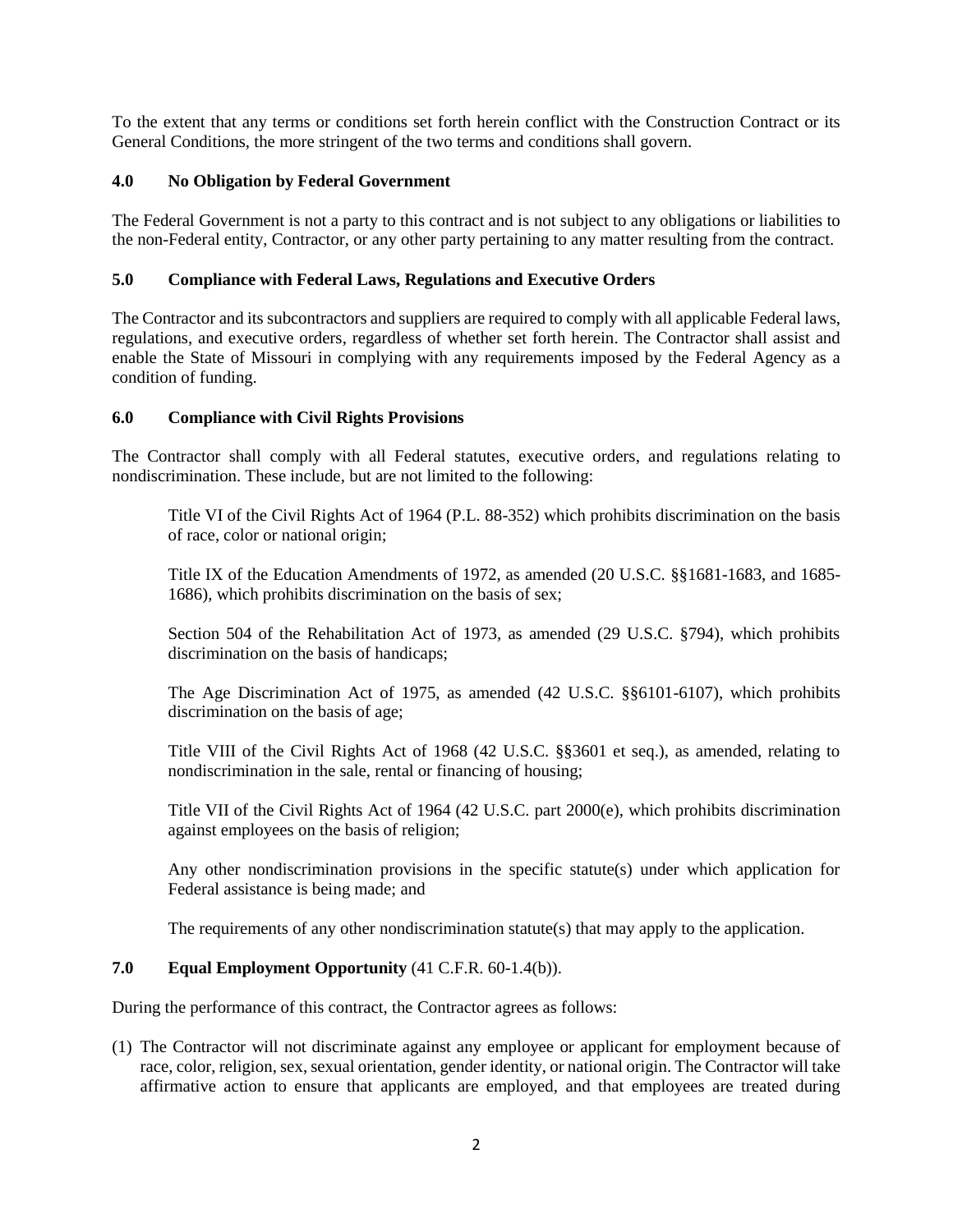To the extent that any terms or conditions set forth herein conflict with the Construction Contract or its General Conditions, the more stringent of the two terms and conditions shall govern.

### 4.0 No Obligation by Federal Government

The Federal Government is not a party to this contract and is not subject to any obligations or liabilities to the non-Federal entity, Contractor, or any other party pertaining to any matter resulting from the contract.

### 5.0 Compliance with Federal Laws, Regulations and Executive Orders

The Contractor and its subcontractors and suppliers are required to comply with all applicable Federal laws, regulations, and executive orders, regardless of whether set forth herein. The Contractor shall assist and enable the State of Missouri in complying with any requirements imposed by the Federal Agency as a condition of funding.

### 6.0 Compliance with Civil Rights Provisions

The Contractor shall comply with all Federal statutes, executive orders, and regulations relating to nondiscrimination. These include, but are not limited to the following:

Title VI of the Civil Rights Act of 1964 (P.L. 88-352) which prohibits discrimination on the basis of race, color or national origin;

Title IX of the Education Amendments of 1972, as amended (20 U.S.C. §§1681-1683, and 1685-1686), which prohibits discrimination on the basis of sex;

Section 504 of the Rehabilitation Act of 1973, as amended (29 U.S.C. §794), which prohibits discrimination on the basis of handicaps;

The Age Discrimination Act of 1975, as amended (42 U.S.C. §§6101-6107), which prohibits discrimination on the basis of age;

Title VIII of the Civil Rights Act of 1968 (42 U.S.C. §§3601 et seq.), as amended, relating to nondiscrimination in the sale, rental or financing of housing;

Title VII of the Civil Rights Act of 1964 (42 U.S.C. part 2000(e), which prohibits discrimination against employees on the basis of religion;

Any other nondiscrimination provisions in the specific statute(s) under which application for Federal assistance is being made; and

The requirements of any other nondiscrimination statute(s) that may apply to the application.

### 7.0 Equal Employment Opportunity (41 C.F.R. 60-1.4(b)).

During the performance of this contract, the Contractor agrees as follows:

(1) The Contractor will not discriminate against any employee or applicant for employment because of race, color, religion, sex, sexual orientation, gender identity, or national origin. The Contractor will take affirmative action to ensure that applicants are employed, and that employees are treated during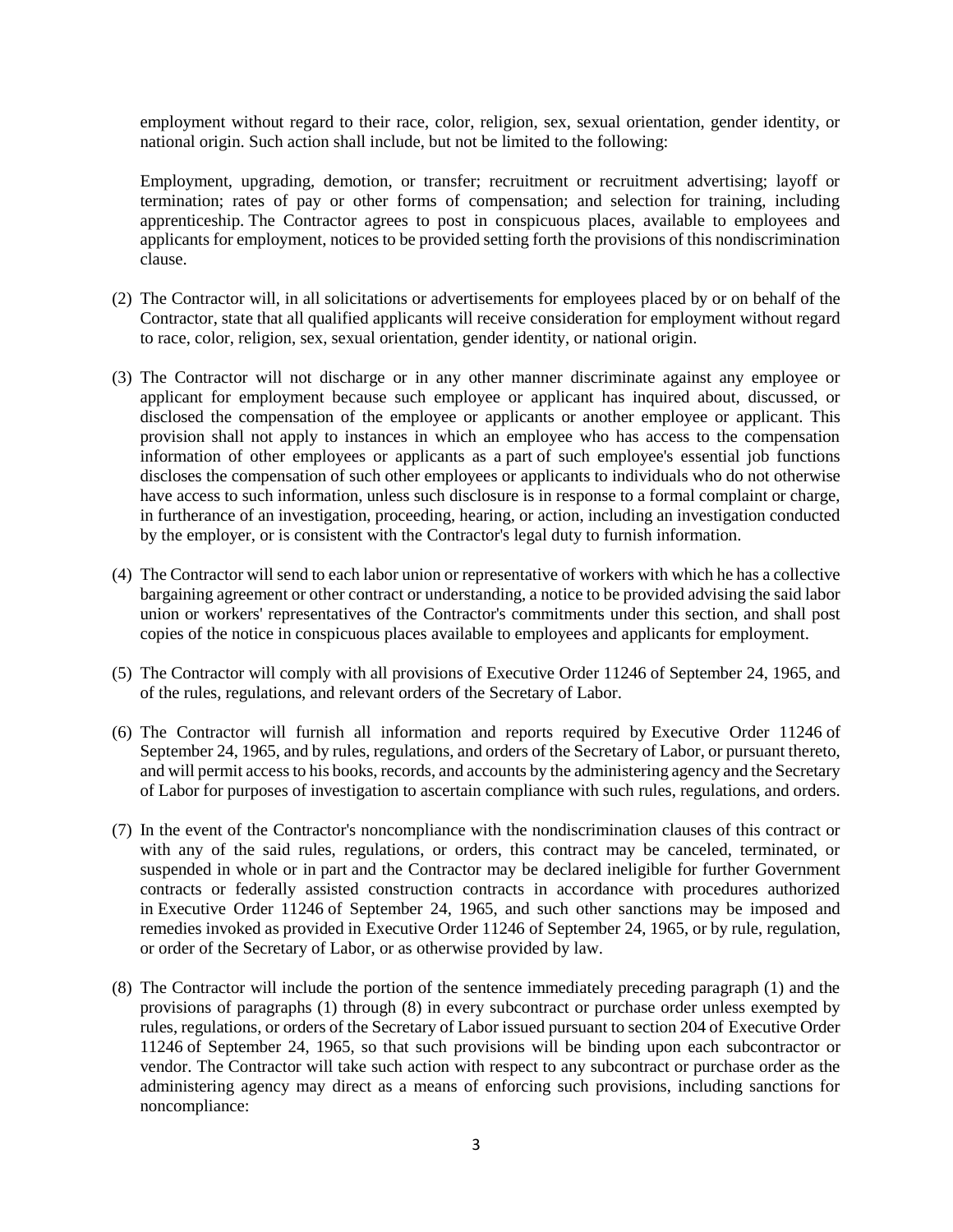employment without regard to their race, color, religion, sex, sexual orientation, gender identity, or national origin. Such action shall include, but not be limited to the following:

Employment, upgrading, demotion, or transfer; recruitment or recruitment advertising; layoff or termination; rates of pay or other forms of compensation; and selection for training, including apprenticeship. The Contractor agrees to post in conspicuous places, available to employees and applicants for employment, notices to be provided setting forth the provisions of this nondiscrimination clause.

(2) The Contractor will, in all solicitations or advertisements for employees placed by or on behalf of the Contractor, state that all qualified applicants will receive consideration for employment without regard to race, color, religion, sex, sexual orientation, gender identity, or national origin.

(3) The Contractor will not discharge or in any other manner discriminate against any employee or applicant for employment because such employee or applicant has inquired about, discussed, or disclosed the compensation of the employee or applicants or another employee or applicant. This provision shall not apply to instances in which an employee who has access to the compensation information of other employees or applicants as a part of such employee's essential job functions discloses the compensation of such other employees or applicants to individuals who do not otherwise have access to such information, unless such disclosure is in response to a formal complaint or charge, in furtherance of an investigation, proceeding, hearing, or action, including an investigation conducted by the employer, or is consistent with the Contractor's legal duty to furnish information.

(4) The Contractor will send to each labor union or representative of workers with which he has a collective bargaining agreement or other contract or understanding, a notice to be provided advising the said labor union or workers' representatives of the Contractor's commitments under this section, and shall post copies of the notice in conspicuous places available to employees and applicants for employment.

(5) The Contractor will comply with all provisions of Executive Order 11246 of September 24, 1965, and of the rules, regulations, and relevant orders of the Secretary of Labor.

(6) The Contractor will furnish all information and reports required by Executive Order 11246 of September 24, 1965, and by rules, regulations, and orders of the Secretary of Labor, or pursuant thereto, and will permit access to his books, records, and accounts by the administering agency and the Secretary of Labor for purposes of investigation to ascertain compliance with such rules, regulations, and orders.

(7) In the event of the Contractor's noncompliance with the nondiscrimination clauses of this contract or with any of the said rules, regulations, or orders, this contract may be canceled, terminated, or suspended in whole or in part and the Contractor may be declared ineligible for further Government contracts or federally assisted construction contracts in accordance with procedures authorized in Executive Order 11246 of September 24, 1965, and such other sanctions may be imposed and remedies invoked as provided in Executive Order 11246 of September 24, 1965, or by rule, regulation, or order of the Secretary of Labor, or as otherwise provided by law.

(8) The Contractor will include the portion of the sentence immediately preceding paragraph (1) and the provisions of paragraphs (1) through (8) in every subcontract or purchase order unless exempted by rules, regulations, or orders of the Secretary of Labor issued pursuant to section 204 of Executive Order 11246 of September 24, 1965, so that such provisions will be binding upon each subcontractor or vendor. The Contractor will take such action with respect to any subcontract or purchase order as the administering agency may direct as a means of enforcing such provisions, including sanctions for noncompliance: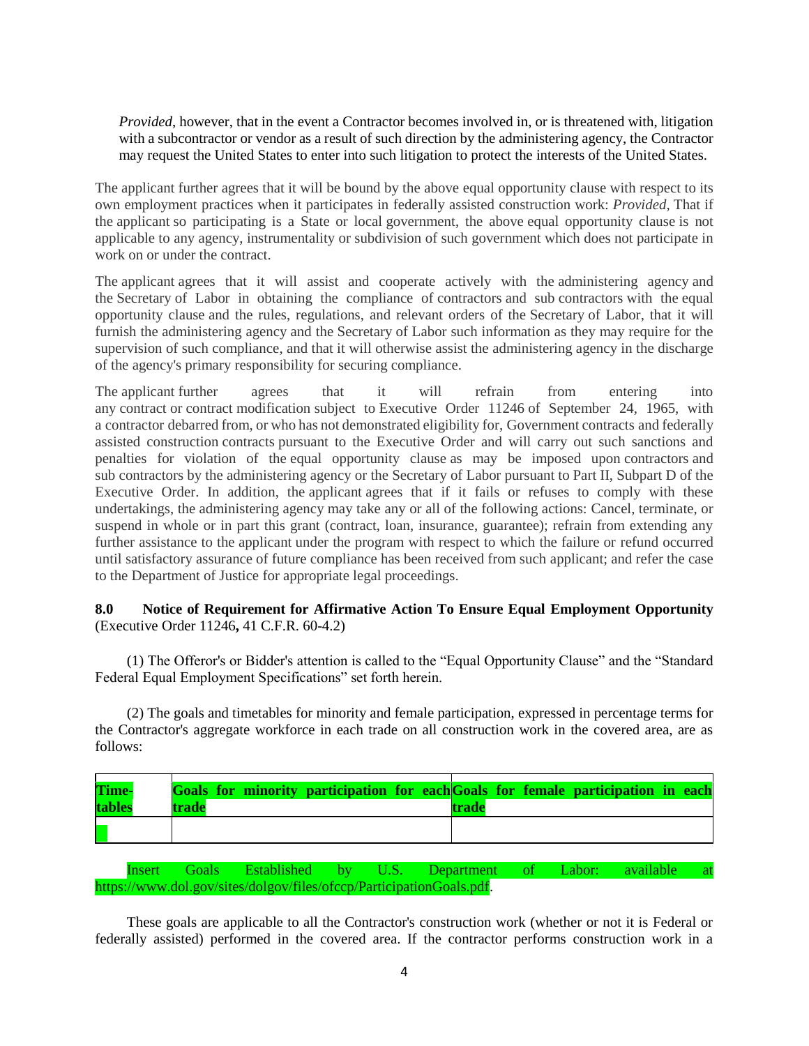*Provided*, however, that in the event a Contractor becomes involved in, or is threatened with, litigation with a subcontractor or vendor as a result of such direction by the administering agency, the Contractor may request the United States to enter into such litigation to protect the interests of the United States.

The applicant further agrees that it will be bound by the above equal opportunity clause with respect to its own employment practices when it participates in federally assisted construction work: *Provided*, That if the applicant so participating is a State or local government, the above equal opportunity clause is not applicable to any agency, instrumentality or subdivision of such government which does not participate in work on or under the contract.

The applicant agrees that it will assist and cooperate actively with the administering agency and the Secretary of Labor in obtaining the compliance of contractors and sub contractors with the equal opportunity clause and the rules, regulations, and relevant orders of the Secretary of Labor, that it will furnish the administering agency and the Secretary of Labor such information as they may require for the supervision of such compliance, and that it will otherwise assist the administering agency in the discharge of the agency's primary responsibility for securing compliance.

The applicant further agrees that it will refrain from entering into any contract or contract modification subject to Executive Order 11246 of September 24, 1965, with a contractor debarred from, or who has not demonstrated eligibility for, Government contracts and federally assisted construction contracts pursuant to the Executive Order and will carry out such sanctions and penalties for violation of the equal opportunity clause as may be imposed upon contractors and sub contractors by the administering agency or the Secretary of Labor pursuant to Part II, Subpart D of the Executive Order. In addition, the applicant agrees that if it fails or refuses to comply with these undertakings, the administering agency may take any or all of the following actions: Cancel, terminate, or suspend in whole or in part this grant (contract, loan, insurance, guarantee); refrain from extending any further assistance to the applicant under the program with respect to which the failure or refund occurred until satisfactory assurance of future compliance has been received from such applicant; and refer the case to the Department of Justice for appropriate legal proceedings.

**8.0 Notice of Requirement for Affirmative Action To Ensure Equal Employment Opportunity** (Executive Order 11246**,** 41 C.F.R. 60-4.2)

(1) The Offeror's or Bidder's attention is called to the "Equal Opportunity Clause" and the "Standard Federal Equal Employment Specifications" set forth herein.

(2) The goals and timetables for minority and female participation, expressed in percentage terms for the Contractor's aggregate workforce in each trade on all construction work in the covered area, are as follows:

| **Time-tables** | **Goals for minority participation for each trade** | **Goals for female participation in each trade** |
|---|---|---|
| | | |

Insert Goals Established by U.S. Department of Labor: available at https://www.dol.gov/sites/dolgov/files/ofccp/ParticipationGoals.pdf.

These goals are applicable to all the Contractor's construction work (whether or not it is Federal or federally assisted) performed in the covered area. If the contractor performs construction work in a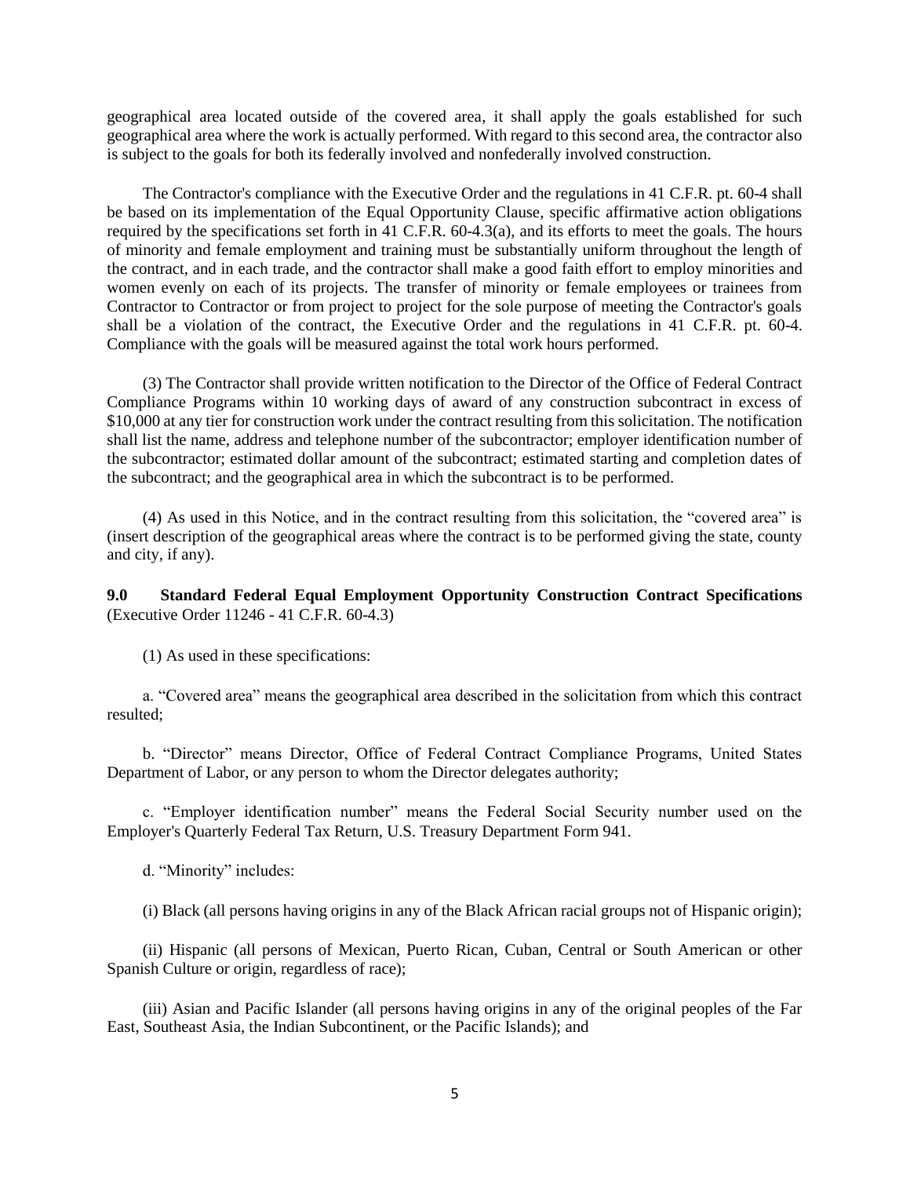geographical area located outside of the covered area, it shall apply the goals established for such geographical area where the work is actually performed. With regard to this second area, the contractor also is subject to the goals for both its federally involved and nonfederally involved construction.

The Contractor's compliance with the Executive Order and the regulations in 41 C.F.R. pt. 60-4 shall be based on its implementation of the Equal Opportunity Clause, specific affirmative action obligations required by the specifications set forth in 41 C.F.R. 60-4.3(a), and its efforts to meet the goals. The hours of minority and female employment and training must be substantially uniform throughout the length of the contract, and in each trade, and the contractor shall make a good faith effort to employ minorities and women evenly on each of its projects. The transfer of minority or female employees or trainees from Contractor to Contractor or from project to project for the sole purpose of meeting the Contractor's goals shall be a violation of the contract, the Executive Order and the regulations in 41 C.F.R. pt. 60-4. Compliance with the goals will be measured against the total work hours performed.

(3) The Contractor shall provide written notification to the Director of the Office of Federal Contract Compliance Programs within 10 working days of award of any construction subcontract in excess of $10,000 at any tier for construction work under the contract resulting from this solicitation. The notification shall list the name, address and telephone number of the subcontractor; employer identification number of the subcontractor; estimated dollar amount of the subcontract; estimated starting and completion dates of the subcontract; and the geographical area in which the subcontract is to be performed.

(4) As used in this Notice, and in the contract resulting from this solicitation, the "covered area" is (insert description of the geographical areas where the contract is to be performed giving the state, county and city, if any).

**9.0 Standard Federal Equal Employment Opportunity Construction Contract Specifications** (Executive Order 11246 - 41 C.F.R. 60-4.3)

(1) As used in these specifications:

a. "Covered area" means the geographical area described in the solicitation from which this contract resulted;

b. "Director" means Director, Office of Federal Contract Compliance Programs, United States Department of Labor, or any person to whom the Director delegates authority;

c. "Employer identification number" means the Federal Social Security number used on the Employer's Quarterly Federal Tax Return, U.S. Treasury Department Form 941.

d. "Minority" includes:

(i) Black (all persons having origins in any of the Black African racial groups not of Hispanic origin);

(ii) Hispanic (all persons of Mexican, Puerto Rican, Cuban, Central or South American or other Spanish Culture or origin, regardless of race);

(iii) Asian and Pacific Islander (all persons having origins in any of the original peoples of the Far East, Southeast Asia, the Indian Subcontinent, or the Pacific Islands); and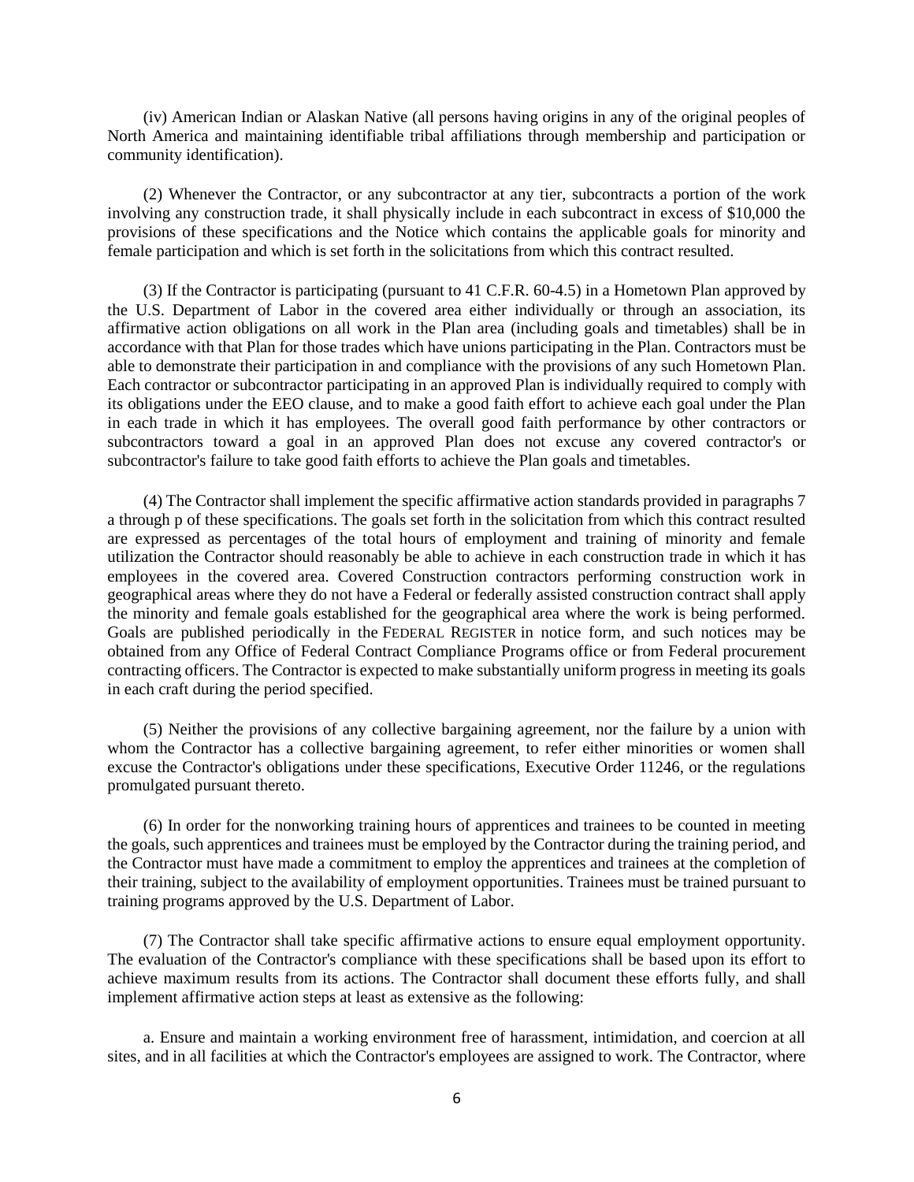(iv) American Indian or Alaskan Native (all persons having origins in any of the original peoples of North America and maintaining identifiable tribal affiliations through membership and participation or community identification).

(2) Whenever the Contractor, or any subcontractor at any tier, subcontracts a portion of the work involving any construction trade, it shall physically include in each subcontract in excess of $10,000 the provisions of these specifications and the Notice which contains the applicable goals for minority and female participation and which is set forth in the solicitations from which this contract resulted.

(3) If the Contractor is participating (pursuant to 41 C.F.R. 60-4.5) in a Hometown Plan approved by the U.S. Department of Labor in the covered area either individually or through an association, its affirmative action obligations on all work in the Plan area (including goals and timetables) shall be in accordance with that Plan for those trades which have unions participating in the Plan. Contractors must be able to demonstrate their participation in and compliance with the provisions of any such Hometown Plan. Each contractor or subcontractor participating in an approved Plan is individually required to comply with its obligations under the EEO clause, and to make a good faith effort to achieve each goal under the Plan in each trade in which it has employees. The overall good faith performance by other contractors or subcontractors toward a goal in an approved Plan does not excuse any covered contractor's or subcontractor's failure to take good faith efforts to achieve the Plan goals and timetables.

(4) The Contractor shall implement the specific affirmative action standards provided in paragraphs 7 a through p of these specifications. The goals set forth in the solicitation from which this contract resulted are expressed as percentages of the total hours of employment and training of minority and female utilization the Contractor should reasonably be able to achieve in each construction trade in which it has employees in the covered area. Covered Construction contractors performing construction work in geographical areas where they do not have a Federal or federally assisted construction contract shall apply the minority and female goals established for the geographical area where the work is being performed. Goals are published periodically in the FEDERAL REGISTER in notice form, and such notices may be obtained from any Office of Federal Contract Compliance Programs office or from Federal procurement contracting officers. The Contractor is expected to make substantially uniform progress in meeting its goals in each craft during the period specified.

(5) Neither the provisions of any collective bargaining agreement, nor the failure by a union with whom the Contractor has a collective bargaining agreement, to refer either minorities or women shall excuse the Contractor's obligations under these specifications, Executive Order 11246, or the regulations promulgated pursuant thereto.

(6) In order for the nonworking training hours of apprentices and trainees to be counted in meeting the goals, such apprentices and trainees must be employed by the Contractor during the training period, and the Contractor must have made a commitment to employ the apprentices and trainees at the completion of their training, subject to the availability of employment opportunities. Trainees must be trained pursuant to training programs approved by the U.S. Department of Labor.

(7) The Contractor shall take specific affirmative actions to ensure equal employment opportunity. The evaluation of the Contractor's compliance with these specifications shall be based upon its effort to achieve maximum results from its actions. The Contractor shall document these efforts fully, and shall implement affirmative action steps at least as extensive as the following:

a. Ensure and maintain a working environment free of harassment, intimidation, and coercion at all sites, and in all facilities at which the Contractor's employees are assigned to work. The Contractor, where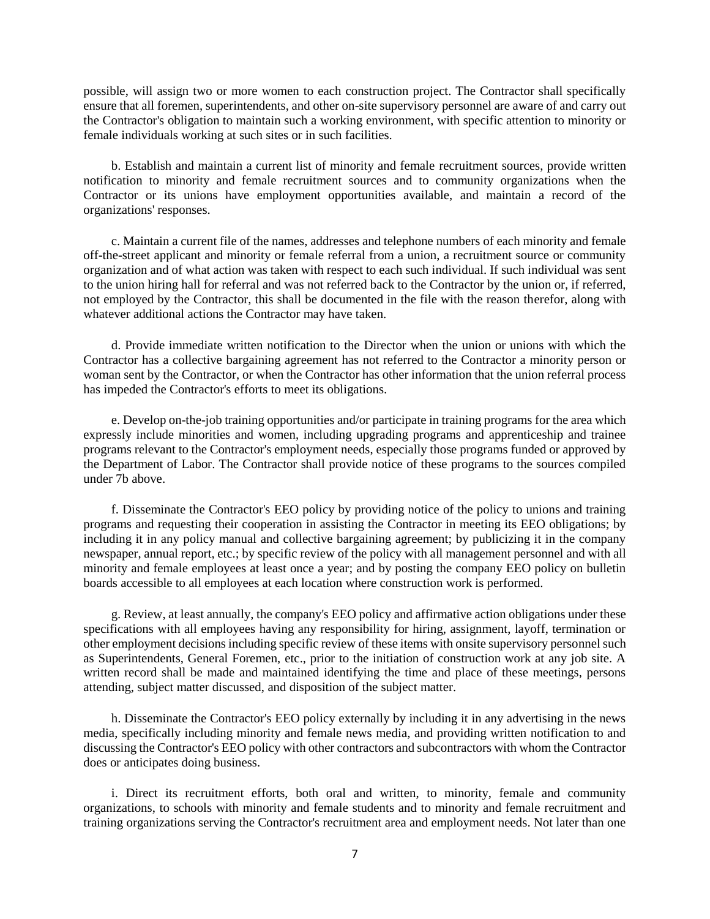possible, will assign two or more women to each construction project. The Contractor shall specifically ensure that all foremen, superintendents, and other on-site supervisory personnel are aware of and carry out the Contractor's obligation to maintain such a working environment, with specific attention to minority or female individuals working at such sites or in such facilities.

b. Establish and maintain a current list of minority and female recruitment sources, provide written notification to minority and female recruitment sources and to community organizations when the Contractor or its unions have employment opportunities available, and maintain a record of the organizations' responses.

c. Maintain a current file of the names, addresses and telephone numbers of each minority and female off-the-street applicant and minority or female referral from a union, a recruitment source or community organization and of what action was taken with respect to each such individual. If such individual was sent to the union hiring hall for referral and was not referred back to the Contractor by the union or, if referred, not employed by the Contractor, this shall be documented in the file with the reason therefor, along with whatever additional actions the Contractor may have taken.

d. Provide immediate written notification to the Director when the union or unions with which the Contractor has a collective bargaining agreement has not referred to the Contractor a minority person or woman sent by the Contractor, or when the Contractor has other information that the union referral process has impeded the Contractor's efforts to meet its obligations.

e. Develop on-the-job training opportunities and/or participate in training programs for the area which expressly include minorities and women, including upgrading programs and apprenticeship and trainee programs relevant to the Contractor's employment needs, especially those programs funded or approved by the Department of Labor. The Contractor shall provide notice of these programs to the sources compiled under 7b above.

f. Disseminate the Contractor's EEO policy by providing notice of the policy to unions and training programs and requesting their cooperation in assisting the Contractor in meeting its EEO obligations; by including it in any policy manual and collective bargaining agreement; by publicizing it in the company newspaper, annual report, etc.; by specific review of the policy with all management personnel and with all minority and female employees at least once a year; and by posting the company EEO policy on bulletin boards accessible to all employees at each location where construction work is performed.

g. Review, at least annually, the company's EEO policy and affirmative action obligations under these specifications with all employees having any responsibility for hiring, assignment, layoff, termination or other employment decisions including specific review of these items with onsite supervisory personnel such as Superintendents, General Foremen, etc., prior to the initiation of construction work at any job site. A written record shall be made and maintained identifying the time and place of these meetings, persons attending, subject matter discussed, and disposition of the subject matter.

h. Disseminate the Contractor's EEO policy externally by including it in any advertising in the news media, specifically including minority and female news media, and providing written notification to and discussing the Contractor's EEO policy with other contractors and subcontractors with whom the Contractor does or anticipates doing business.

i. Direct its recruitment efforts, both oral and written, to minority, female and community organizations, to schools with minority and female students and to minority and female recruitment and training organizations serving the Contractor's recruitment area and employment needs. Not later than one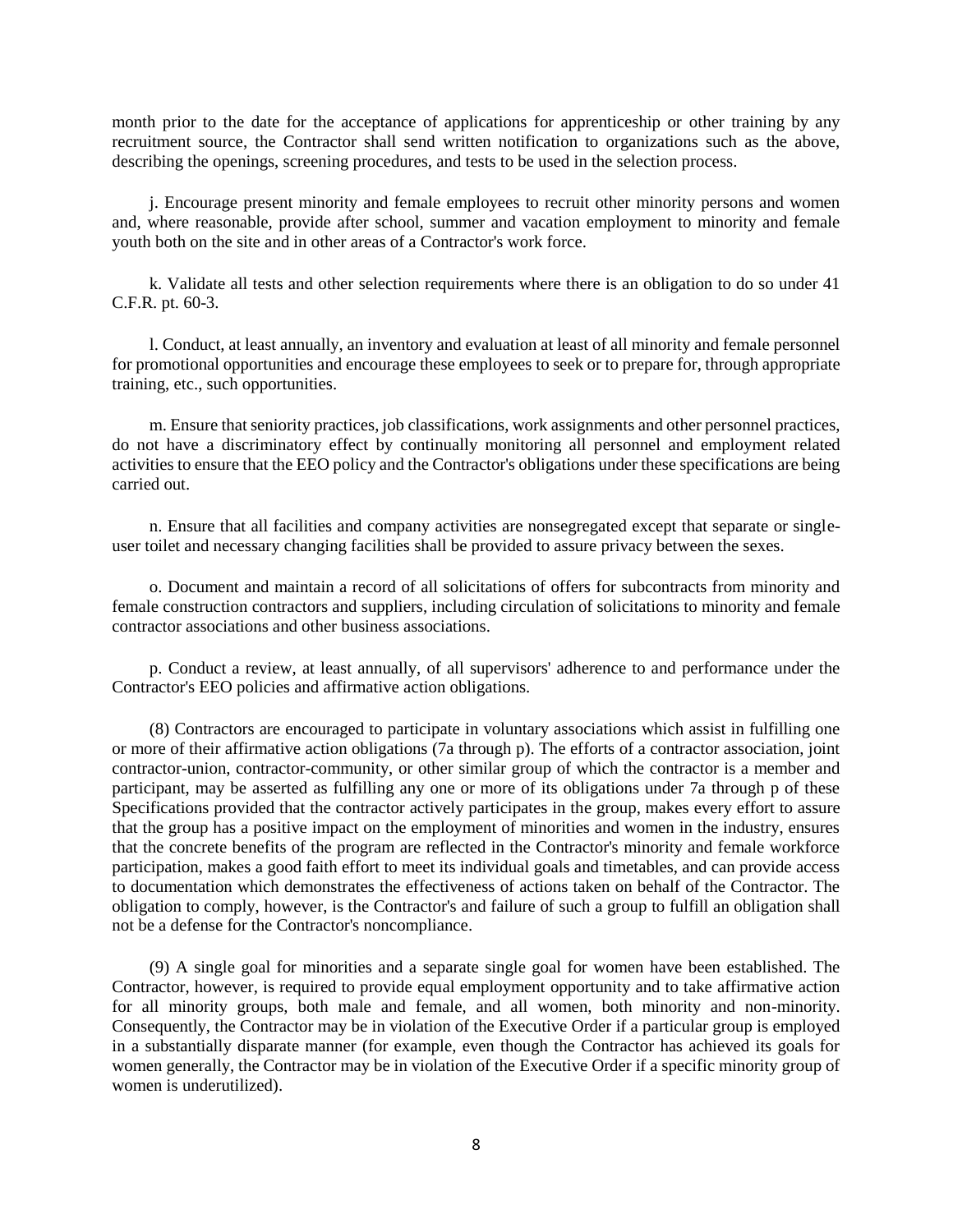month prior to the date for the acceptance of applications for apprenticeship or other training by any recruitment source, the Contractor shall send written notification to organizations such as the above, describing the openings, screening procedures, and tests to be used in the selection process.

j. Encourage present minority and female employees to recruit other minority persons and women and, where reasonable, provide after school, summer and vacation employment to minority and female youth both on the site and in other areas of a Contractor's work force.

k. Validate all tests and other selection requirements where there is an obligation to do so under 41 C.F.R. pt. 60-3.

l. Conduct, at least annually, an inventory and evaluation at least of all minority and female personnel for promotional opportunities and encourage these employees to seek or to prepare for, through appropriate training, etc., such opportunities.

m. Ensure that seniority practices, job classifications, work assignments and other personnel practices, do not have a discriminatory effect by continually monitoring all personnel and employment related activities to ensure that the EEO policy and the Contractor's obligations under these specifications are being carried out.

n. Ensure that all facilities and company activities are nonsegregated except that separate or single-user toilet and necessary changing facilities shall be provided to assure privacy between the sexes.

o. Document and maintain a record of all solicitations of offers for subcontracts from minority and female construction contractors and suppliers, including circulation of solicitations to minority and female contractor associations and other business associations.

p. Conduct a review, at least annually, of all supervisors' adherence to and performance under the Contractor's EEO policies and affirmative action obligations.

(8) Contractors are encouraged to participate in voluntary associations which assist in fulfilling one or more of their affirmative action obligations (7a through p). The efforts of a contractor association, joint contractor-union, contractor-community, or other similar group of which the contractor is a member and participant, may be asserted as fulfilling any one or more of its obligations under 7a through p of these Specifications provided that the contractor actively participates in the group, makes every effort to assure that the group has a positive impact on the employment of minorities and women in the industry, ensures that the concrete benefits of the program are reflected in the Contractor's minority and female workforce participation, makes a good faith effort to meet its individual goals and timetables, and can provide access to documentation which demonstrates the effectiveness of actions taken on behalf of the Contractor. The obligation to comply, however, is the Contractor's and failure of such a group to fulfill an obligation shall not be a defense for the Contractor's noncompliance.

(9) A single goal for minorities and a separate single goal for women have been established. The Contractor, however, is required to provide equal employment opportunity and to take affirmative action for all minority groups, both male and female, and all women, both minority and non-minority. Consequently, the Contractor may be in violation of the Executive Order if a particular group is employed in a substantially disparate manner (for example, even though the Contractor has achieved its goals for women generally, the Contractor may be in violation of the Executive Order if a specific minority group of women is underutilized).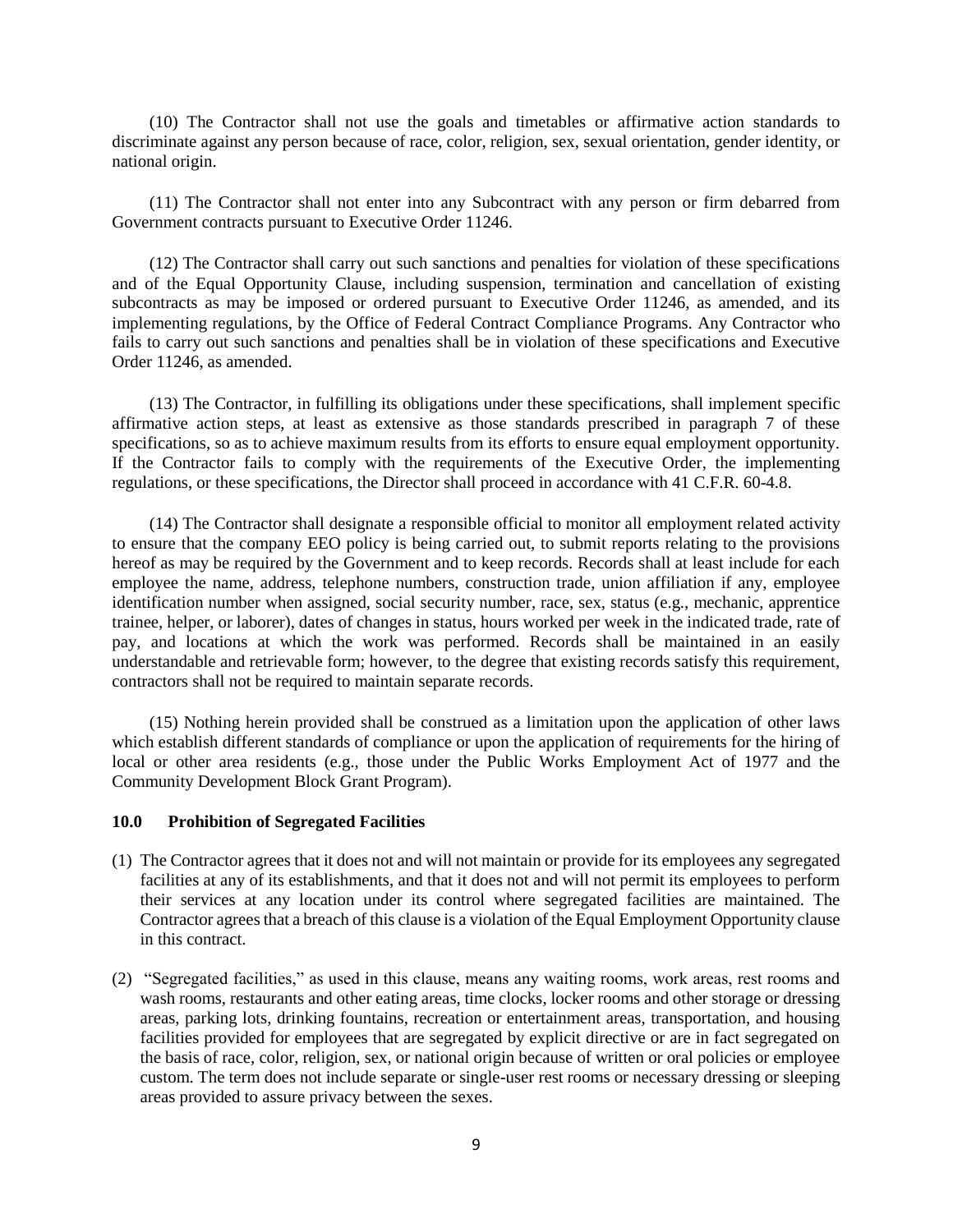(10) The Contractor shall not use the goals and timetables or affirmative action standards to discriminate against any person because of race, color, religion, sex, sexual orientation, gender identity, or national origin.

(11) The Contractor shall not enter into any Subcontract with any person or firm debarred from Government contracts pursuant to Executive Order 11246.

(12) The Contractor shall carry out such sanctions and penalties for violation of these specifications and of the Equal Opportunity Clause, including suspension, termination and cancellation of existing subcontracts as may be imposed or ordered pursuant to Executive Order 11246, as amended, and its implementing regulations, by the Office of Federal Contract Compliance Programs. Any Contractor who fails to carry out such sanctions and penalties shall be in violation of these specifications and Executive Order 11246, as amended.

(13) The Contractor, in fulfilling its obligations under these specifications, shall implement specific affirmative action steps, at least as extensive as those standards prescribed in paragraph 7 of these specifications, so as to achieve maximum results from its efforts to ensure equal employment opportunity. If the Contractor fails to comply with the requirements of the Executive Order, the implementing regulations, or these specifications, the Director shall proceed in accordance with 41 C.F.R. 60-4.8.

(14) The Contractor shall designate a responsible official to monitor all employment related activity to ensure that the company EEO policy is being carried out, to submit reports relating to the provisions hereof as may be required by the Government and to keep records. Records shall at least include for each employee the name, address, telephone numbers, construction trade, union affiliation if any, employee identification number when assigned, social security number, race, sex, status (e.g., mechanic, apprentice trainee, helper, or laborer), dates of changes in status, hours worked per week in the indicated trade, rate of pay, and locations at which the work was performed. Records shall be maintained in an easily understandable and retrievable form; however, to the degree that existing records satisfy this requirement, contractors shall not be required to maintain separate records.

(15) Nothing herein provided shall be construed as a limitation upon the application of other laws which establish different standards of compliance or upon the application of requirements for the hiring of local or other area residents (e.g., those under the Public Works Employment Act of 1977 and the Community Development Block Grant Program).

### 10.0 Prohibition of Segregated Facilities

(1) The Contractor agrees that it does not and will not maintain or provide for its employees any segregated facilities at any of its establishments, and that it does not and will not permit its employees to perform their services at any location under its control where segregated facilities are maintained. The Contractor agrees that a breach of this clause is a violation of the Equal Employment Opportunity clause in this contract.

(2) "Segregated facilities," as used in this clause, means any waiting rooms, work areas, rest rooms and wash rooms, restaurants and other eating areas, time clocks, locker rooms and other storage or dressing areas, parking lots, drinking fountains, recreation or entertainment areas, transportation, and housing facilities provided for employees that are segregated by explicit directive or are in fact segregated on the basis of race, color, religion, sex, or national origin because of written or oral policies or employee custom. The term does not include separate or single-user rest rooms or necessary dressing or sleeping areas provided to assure privacy between the sexes.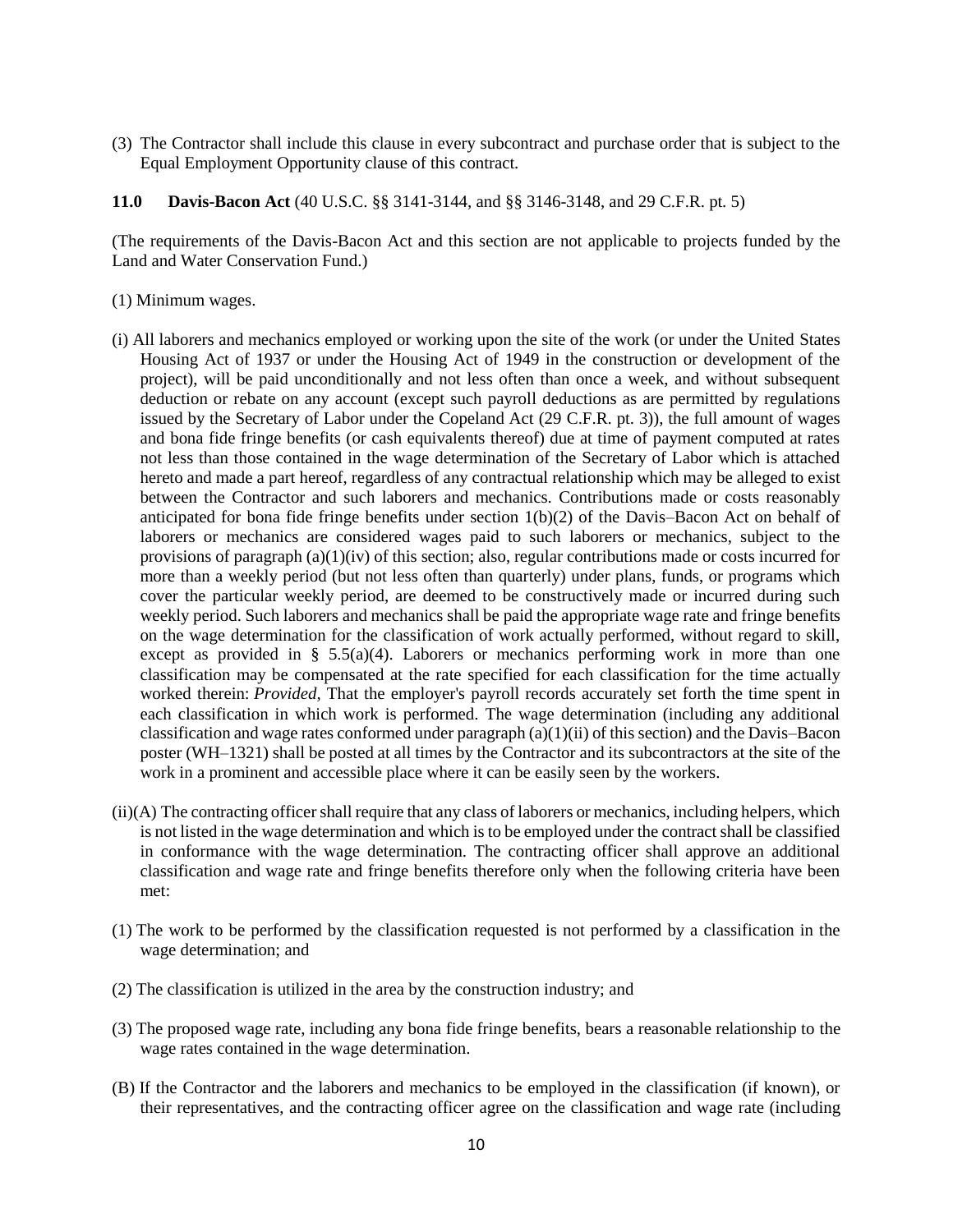(3) The Contractor shall include this clause in every subcontract and purchase order that is subject to the Equal Employment Opportunity clause of this contract.

**11.0 Davis-Bacon Act** (40 U.S.C. §§ 3141-3144, and §§ 3146-3148, and 29 C.F.R. pt. 5)

(The requirements of the Davis-Bacon Act and this section are not applicable to projects funded by the Land and Water Conservation Fund.)

(1) Minimum wages.

(i) All laborers and mechanics employed or working upon the site of the work (or under the United States Housing Act of 1937 or under the Housing Act of 1949 in the construction or development of the project), will be paid unconditionally and not less often than once a week, and without subsequent deduction or rebate on any account (except such payroll deductions as are permitted by regulations issued by the Secretary of Labor under the Copeland Act (29 C.F.R. pt. 3)), the full amount of wages and bona fide fringe benefits (or cash equivalents thereof) due at time of payment computed at rates not less than those contained in the wage determination of the Secretary of Labor which is attached hereto and made a part hereof, regardless of any contractual relationship which may be alleged to exist between the Contractor and such laborers and mechanics. Contributions made or costs reasonably anticipated for bona fide fringe benefits under section 1(b)(2) of the Davis–Bacon Act on behalf of laborers or mechanics are considered wages paid to such laborers or mechanics, subject to the provisions of paragraph (a)(1)(iv) of this section; also, regular contributions made or costs incurred for more than a weekly period (but not less often than quarterly) under plans, funds, or programs which cover the particular weekly period, are deemed to be constructively made or incurred during such weekly period. Such laborers and mechanics shall be paid the appropriate wage rate and fringe benefits on the wage determination for the classification of work actually performed, without regard to skill, except as provided in § 5.5(a)(4). Laborers or mechanics performing work in more than one classification may be compensated at the rate specified for each classification for the time actually worked therein: *Provided*, That the employer's payroll records accurately set forth the time spent in each classification in which work is performed. The wage determination (including any additional classification and wage rates conformed under paragraph (a)(1)(ii) of this section) and the Davis–Bacon poster (WH–1321) shall be posted at all times by the Contractor and its subcontractors at the site of the work in a prominent and accessible place where it can be easily seen by the workers.

(ii)(A) The contracting officer shall require that any class of laborers or mechanics, including helpers, which is not listed in the wage determination and which is to be employed under the contract shall be classified in conformance with the wage determination. The contracting officer shall approve an additional classification and wage rate and fringe benefits therefore only when the following criteria have been met:

(1) The work to be performed by the classification requested is not performed by a classification in the wage determination; and

(2) The classification is utilized in the area by the construction industry; and

(3) The proposed wage rate, including any bona fide fringe benefits, bears a reasonable relationship to the wage rates contained in the wage determination.

(B) If the Contractor and the laborers and mechanics to be employed in the classification (if known), or their representatives, and the contracting officer agree on the classification and wage rate (including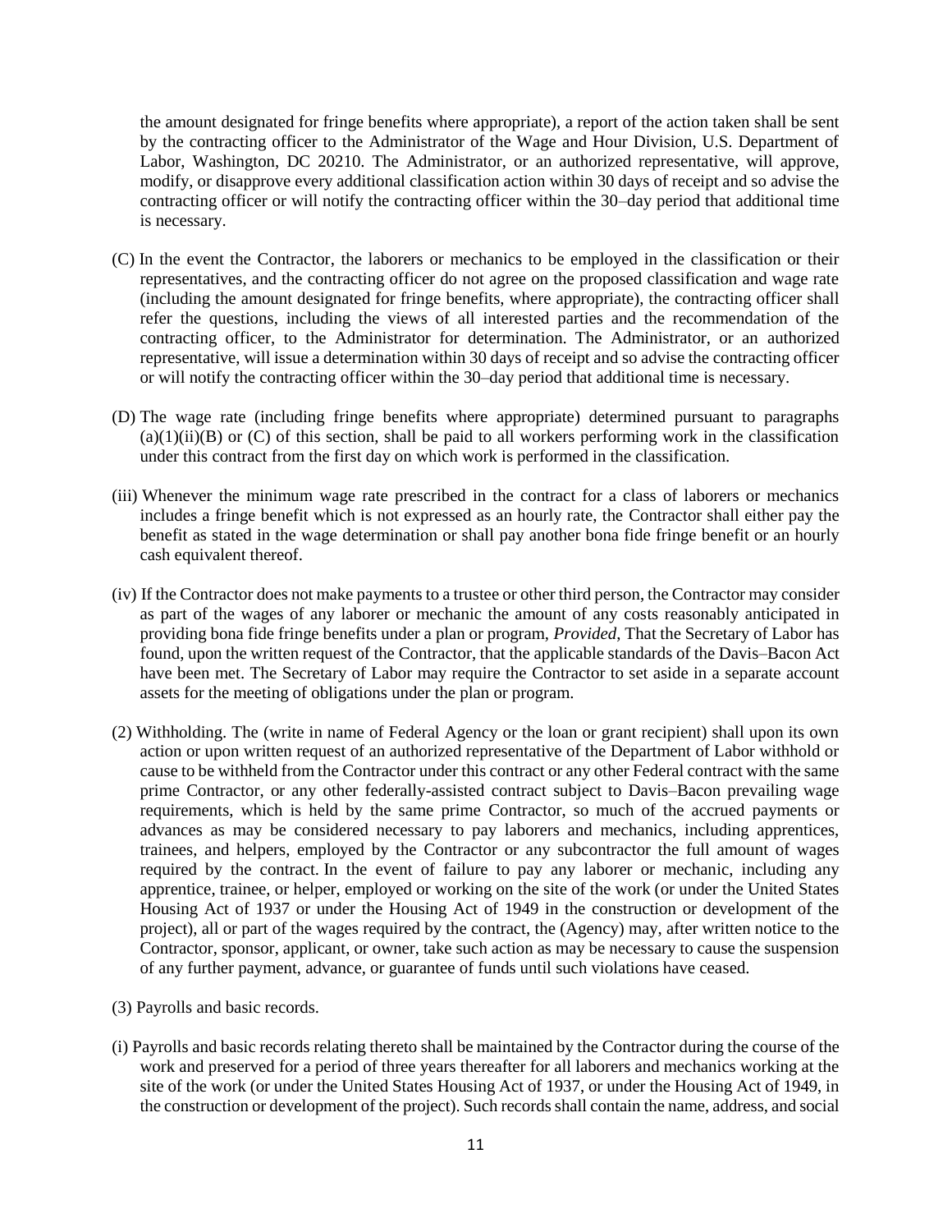the amount designated for fringe benefits where appropriate), a report of the action taken shall be sent by the contracting officer to the Administrator of the Wage and Hour Division, U.S. Department of Labor, Washington, DC 20210. The Administrator, or an authorized representative, will approve, modify, or disapprove every additional classification action within 30 days of receipt and so advise the contracting officer or will notify the contracting officer within the 30–day period that additional time is necessary.

(C) In the event the Contractor, the laborers or mechanics to be employed in the classification or their representatives, and the contracting officer do not agree on the proposed classification and wage rate (including the amount designated for fringe benefits, where appropriate), the contracting officer shall refer the questions, including the views of all interested parties and the recommendation of the contracting officer, to the Administrator for determination. The Administrator, or an authorized representative, will issue a determination within 30 days of receipt and so advise the contracting officer or will notify the contracting officer within the 30–day period that additional time is necessary.

(D) The wage rate (including fringe benefits where appropriate) determined pursuant to paragraphs (a)(1)(ii)(B) or (C) of this section, shall be paid to all workers performing work in the classification under this contract from the first day on which work is performed in the classification.

(iii) Whenever the minimum wage rate prescribed in the contract for a class of laborers or mechanics includes a fringe benefit which is not expressed as an hourly rate, the Contractor shall either pay the benefit as stated in the wage determination or shall pay another bona fide fringe benefit or an hourly cash equivalent thereof.

(iv) If the Contractor does not make payments to a trustee or other third person, the Contractor may consider as part of the wages of any laborer or mechanic the amount of any costs reasonably anticipated in providing bona fide fringe benefits under a plan or program, *Provided*, That the Secretary of Labor has found, upon the written request of the Contractor, that the applicable standards of the Davis–Bacon Act have been met. The Secretary of Labor may require the Contractor to set aside in a separate account assets for the meeting of obligations under the plan or program.

(2) Withholding. The (write in name of Federal Agency or the loan or grant recipient) shall upon its own action or upon written request of an authorized representative of the Department of Labor withhold or cause to be withheld from the Contractor under this contract or any other Federal contract with the same prime Contractor, or any other federally-assisted contract subject to Davis–Bacon prevailing wage requirements, which is held by the same prime Contractor, so much of the accrued payments or advances as may be considered necessary to pay laborers and mechanics, including apprentices, trainees, and helpers, employed by the Contractor or any subcontractor the full amount of wages required by the contract. In the event of failure to pay any laborer or mechanic, including any apprentice, trainee, or helper, employed or working on the site of the work (or under the United States Housing Act of 1937 or under the Housing Act of 1949 in the construction or development of the project), all or part of the wages required by the contract, the (Agency) may, after written notice to the Contractor, sponsor, applicant, or owner, take such action as may be necessary to cause the suspension of any further payment, advance, or guarantee of funds until such violations have ceased.

(3) Payrolls and basic records.

(i) Payrolls and basic records relating thereto shall be maintained by the Contractor during the course of the work and preserved for a period of three years thereafter for all laborers and mechanics working at the site of the work (or under the United States Housing Act of 1937, or under the Housing Act of 1949, in the construction or development of the project). Such records shall contain the name, address, and social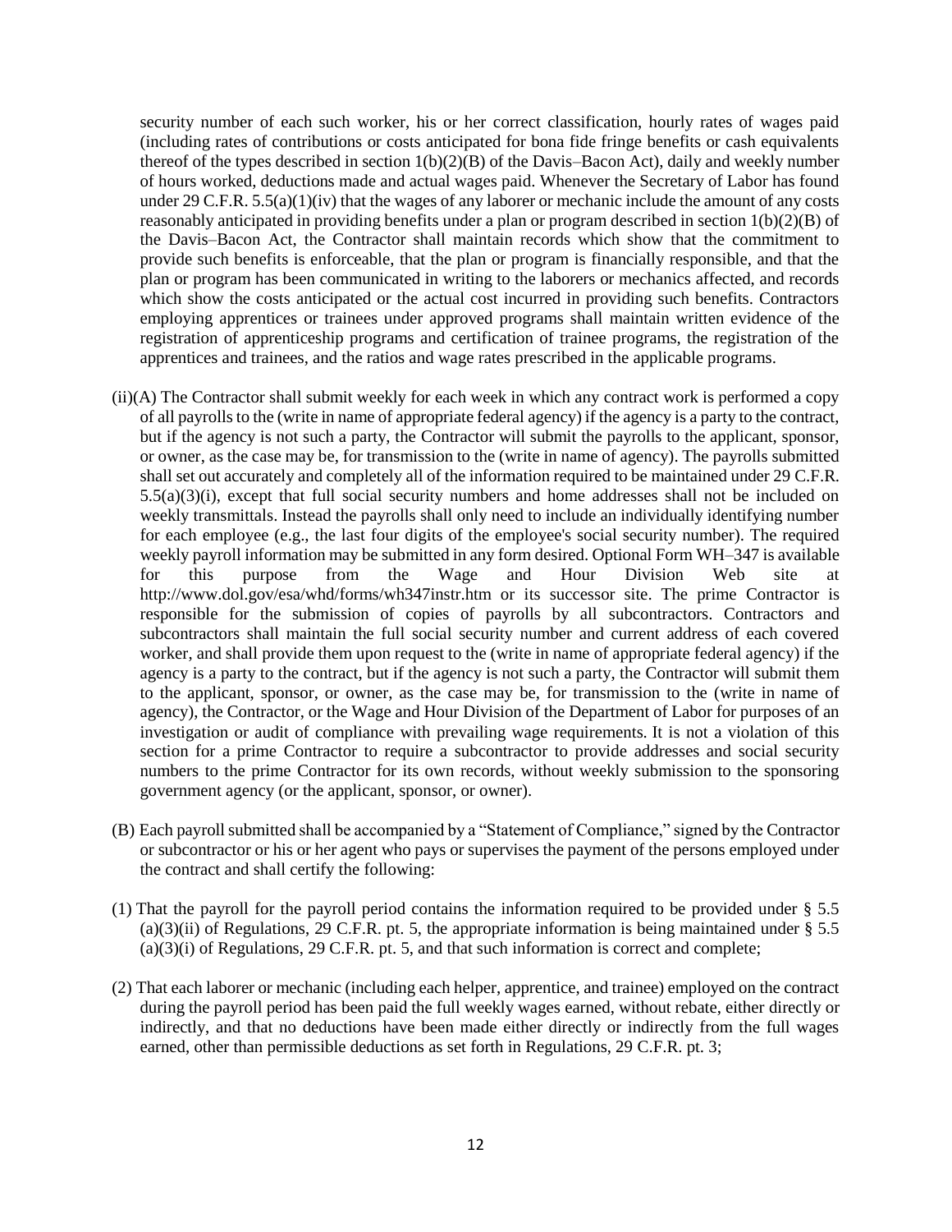security number of each such worker, his or her correct classification, hourly rates of wages paid (including rates of contributions or costs anticipated for bona fide fringe benefits or cash equivalents thereof of the types described in section 1(b)(2)(B) of the Davis–Bacon Act), daily and weekly number of hours worked, deductions made and actual wages paid. Whenever the Secretary of Labor has found under 29 C.F.R. 5.5(a)(1)(iv) that the wages of any laborer or mechanic include the amount of any costs reasonably anticipated in providing benefits under a plan or program described in section 1(b)(2)(B) of the Davis–Bacon Act, the Contractor shall maintain records which show that the commitment to provide such benefits is enforceable, that the plan or program is financially responsible, and that the plan or program has been communicated in writing to the laborers or mechanics affected, and records which show the costs anticipated or the actual cost incurred in providing such benefits. Contractors employing apprentices or trainees under approved programs shall maintain written evidence of the registration of apprenticeship programs and certification of trainee programs, the registration of the apprentices and trainees, and the ratios and wage rates prescribed in the applicable programs.

(ii)(A) The Contractor shall submit weekly for each week in which any contract work is performed a copy of all payrolls to the (write in name of appropriate federal agency) if the agency is a party to the contract, but if the agency is not such a party, the Contractor will submit the payrolls to the applicant, sponsor, or owner, as the case may be, for transmission to the (write in name of agency). The payrolls submitted shall set out accurately and completely all of the information required to be maintained under 29 C.F.R. 5.5(a)(3)(i), except that full social security numbers and home addresses shall not be included on weekly transmittals. Instead the payrolls shall only need to include an individually identifying number for each employee (e.g., the last four digits of the employee's social security number). The required weekly payroll information may be submitted in any form desired. Optional Form WH–347 is available for this purpose from the Wage and Hour Division Web site at http://www.dol.gov/esa/whd/forms/wh347instr.htm or its successor site. The prime Contractor is responsible for the submission of copies of payrolls by all subcontractors. Contractors and subcontractors shall maintain the full social security number and current address of each covered worker, and shall provide them upon request to the (write in name of appropriate federal agency) if the agency is a party to the contract, but if the agency is not such a party, the Contractor will submit them to the applicant, sponsor, or owner, as the case may be, for transmission to the (write in name of agency), the Contractor, or the Wage and Hour Division of the Department of Labor for purposes of an investigation or audit of compliance with prevailing wage requirements. It is not a violation of this section for a prime Contractor to require a subcontractor to provide addresses and social security numbers to the prime Contractor for its own records, without weekly submission to the sponsoring government agency (or the applicant, sponsor, or owner).

(B) Each payroll submitted shall be accompanied by a "Statement of Compliance," signed by the Contractor or subcontractor or his or her agent who pays or supervises the payment of the persons employed under the contract and shall certify the following:

(1) That the payroll for the payroll period contains the information required to be provided under § 5.5 (a)(3)(ii) of Regulations, 29 C.F.R. pt. 5, the appropriate information is being maintained under § 5.5 (a)(3)(i) of Regulations, 29 C.F.R. pt. 5, and that such information is correct and complete;

(2) That each laborer or mechanic (including each helper, apprentice, and trainee) employed on the contract during the payroll period has been paid the full weekly wages earned, without rebate, either directly or indirectly, and that no deductions have been made either directly or indirectly from the full wages earned, other than permissible deductions as set forth in Regulations, 29 C.F.R. pt. 3;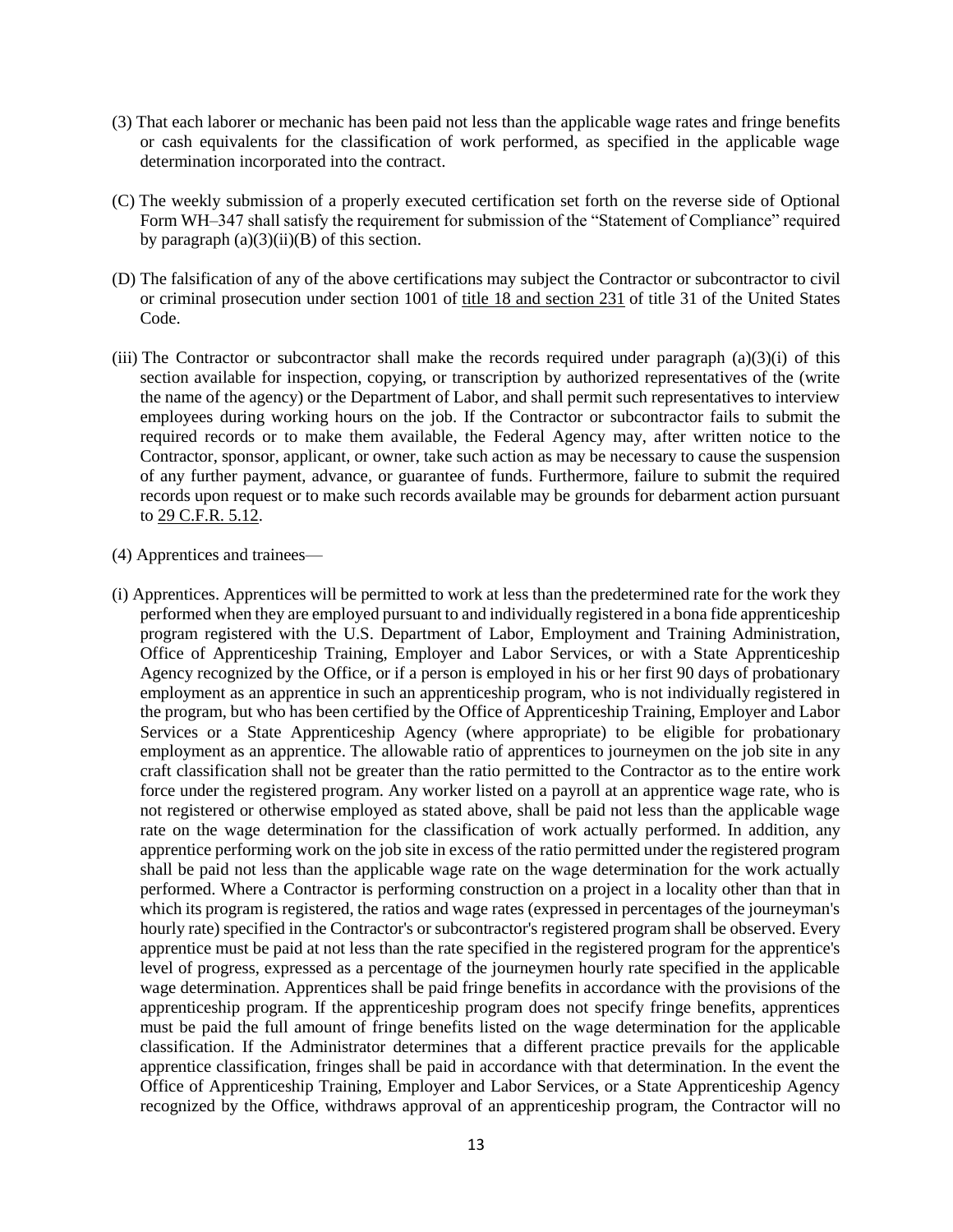(3) That each laborer or mechanic has been paid not less than the applicable wage rates and fringe benefits or cash equivalents for the classification of work performed, as specified in the applicable wage determination incorporated into the contract.

(C) The weekly submission of a properly executed certification set forth on the reverse side of Optional Form WH–347 shall satisfy the requirement for submission of the "Statement of Compliance" required by paragraph (a)(3)(ii)(B) of this section.

(D) The falsification of any of the above certifications may subject the Contractor or subcontractor to civil or criminal prosecution under section 1001 of title 18 and section 231 of title 31 of the United States Code.

(iii) The Contractor or subcontractor shall make the records required under paragraph (a)(3)(i) of this section available for inspection, copying, or transcription by authorized representatives of the (write the name of the agency) or the Department of Labor, and shall permit such representatives to interview employees during working hours on the job. If the Contractor or subcontractor fails to submit the required records or to make them available, the Federal Agency may, after written notice to the Contractor, sponsor, applicant, or owner, take such action as may be necessary to cause the suspension of any further payment, advance, or guarantee of funds. Furthermore, failure to submit the required records upon request or to make such records available may be grounds for debarment action pursuant to 29 C.F.R. 5.12.

(4) Apprentices and trainees—

(i) Apprentices. Apprentices will be permitted to work at less than the predetermined rate for the work they performed when they are employed pursuant to and individually registered in a bona fide apprenticeship program registered with the U.S. Department of Labor, Employment and Training Administration, Office of Apprenticeship Training, Employer and Labor Services, or with a State Apprenticeship Agency recognized by the Office, or if a person is employed in his or her first 90 days of probationary employment as an apprentice in such an apprenticeship program, who is not individually registered in the program, but who has been certified by the Office of Apprenticeship Training, Employer and Labor Services or a State Apprenticeship Agency (where appropriate) to be eligible for probationary employment as an apprentice. The allowable ratio of apprentices to journeymen on the job site in any craft classification shall not be greater than the ratio permitted to the Contractor as to the entire work force under the registered program. Any worker listed on a payroll at an apprentice wage rate, who is not registered or otherwise employed as stated above, shall be paid not less than the applicable wage rate on the wage determination for the classification of work actually performed. In addition, any apprentice performing work on the job site in excess of the ratio permitted under the registered program shall be paid not less than the applicable wage rate on the wage determination for the work actually performed. Where a Contractor is performing construction on a project in a locality other than that in which its program is registered, the ratios and wage rates (expressed in percentages of the journeyman's hourly rate) specified in the Contractor's or subcontractor's registered program shall be observed. Every apprentice must be paid at not less than the rate specified in the registered program for the apprentice's level of progress, expressed as a percentage of the journeymen hourly rate specified in the applicable wage determination. Apprentices shall be paid fringe benefits in accordance with the provisions of the apprenticeship program. If the apprenticeship program does not specify fringe benefits, apprentices must be paid the full amount of fringe benefits listed on the wage determination for the applicable classification. If the Administrator determines that a different practice prevails for the applicable apprentice classification, fringes shall be paid in accordance with that determination. In the event the Office of Apprenticeship Training, Employer and Labor Services, or a State Apprenticeship Agency recognized by the Office, withdraws approval of an apprenticeship program, the Contractor will no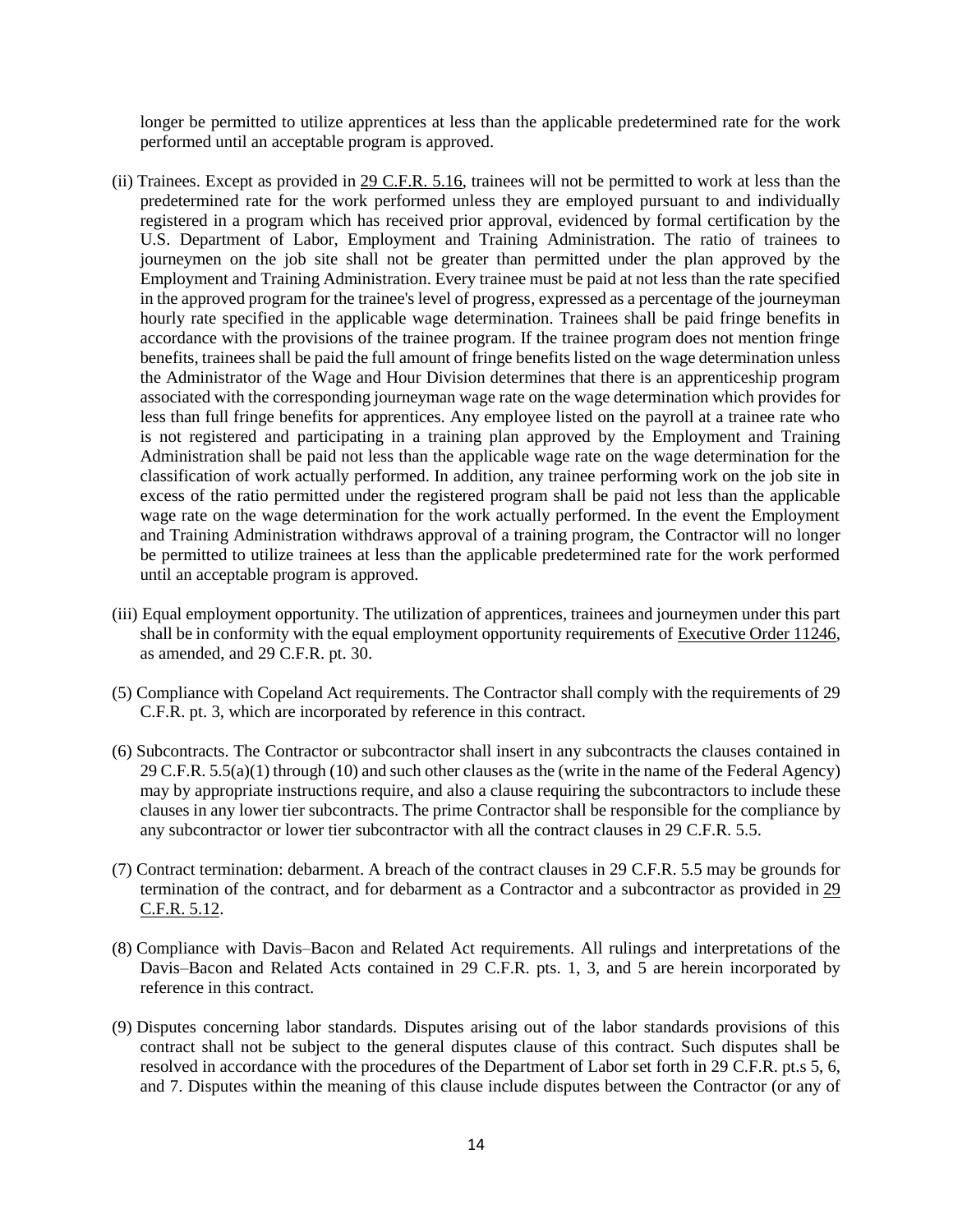longer be permitted to utilize apprentices at less than the applicable predetermined rate for the work performed until an acceptable program is approved.

(ii) Trainees. Except as provided in 29 C.F.R. 5.16, trainees will not be permitted to work at less than the predetermined rate for the work performed unless they are employed pursuant to and individually registered in a program which has received prior approval, evidenced by formal certification by the U.S. Department of Labor, Employment and Training Administration. The ratio of trainees to journeymen on the job site shall not be greater than permitted under the plan approved by the Employment and Training Administration. Every trainee must be paid at not less than the rate specified in the approved program for the trainee's level of progress, expressed as a percentage of the journeyman hourly rate specified in the applicable wage determination. Trainees shall be paid fringe benefits in accordance with the provisions of the trainee program. If the trainee program does not mention fringe benefits, trainees shall be paid the full amount of fringe benefits listed on the wage determination unless the Administrator of the Wage and Hour Division determines that there is an apprenticeship program associated with the corresponding journeyman wage rate on the wage determination which provides for less than full fringe benefits for apprentices. Any employee listed on the payroll at a trainee rate who is not registered and participating in a training plan approved by the Employment and Training Administration shall be paid not less than the applicable wage rate on the wage determination for the classification of work actually performed. In addition, any trainee performing work on the job site in excess of the ratio permitted under the registered program shall be paid not less than the applicable wage rate on the wage determination for the work actually performed. In the event the Employment and Training Administration withdraws approval of a training program, the Contractor will no longer be permitted to utilize trainees at less than the applicable predetermined rate for the work performed until an acceptable program is approved.

(iii) Equal employment opportunity. The utilization of apprentices, trainees and journeymen under this part shall be in conformity with the equal employment opportunity requirements of Executive Order 11246, as amended, and 29 C.F.R. pt. 30.

(5) Compliance with Copeland Act requirements. The Contractor shall comply with the requirements of 29 C.F.R. pt. 3, which are incorporated by reference in this contract.

(6) Subcontracts. The Contractor or subcontractor shall insert in any subcontracts the clauses contained in 29 C.F.R. 5.5(a)(1) through (10) and such other clauses as the (write in the name of the Federal Agency) may by appropriate instructions require, and also a clause requiring the subcontractors to include these clauses in any lower tier subcontracts. The prime Contractor shall be responsible for the compliance by any subcontractor or lower tier subcontractor with all the contract clauses in 29 C.F.R. 5.5.

(7) Contract termination: debarment. A breach of the contract clauses in 29 C.F.R. 5.5 may be grounds for termination of the contract, and for debarment as a Contractor and a subcontractor as provided in 29 C.F.R. 5.12.

(8) Compliance with Davis–Bacon and Related Act requirements. All rulings and interpretations of the Davis–Bacon and Related Acts contained in 29 C.F.R. pts. 1, 3, and 5 are herein incorporated by reference in this contract.

(9) Disputes concerning labor standards. Disputes arising out of the labor standards provisions of this contract shall not be subject to the general disputes clause of this contract. Such disputes shall be resolved in accordance with the procedures of the Department of Labor set forth in 29 C.F.R. pt.s 5, 6, and 7. Disputes within the meaning of this clause include disputes between the Contractor (or any of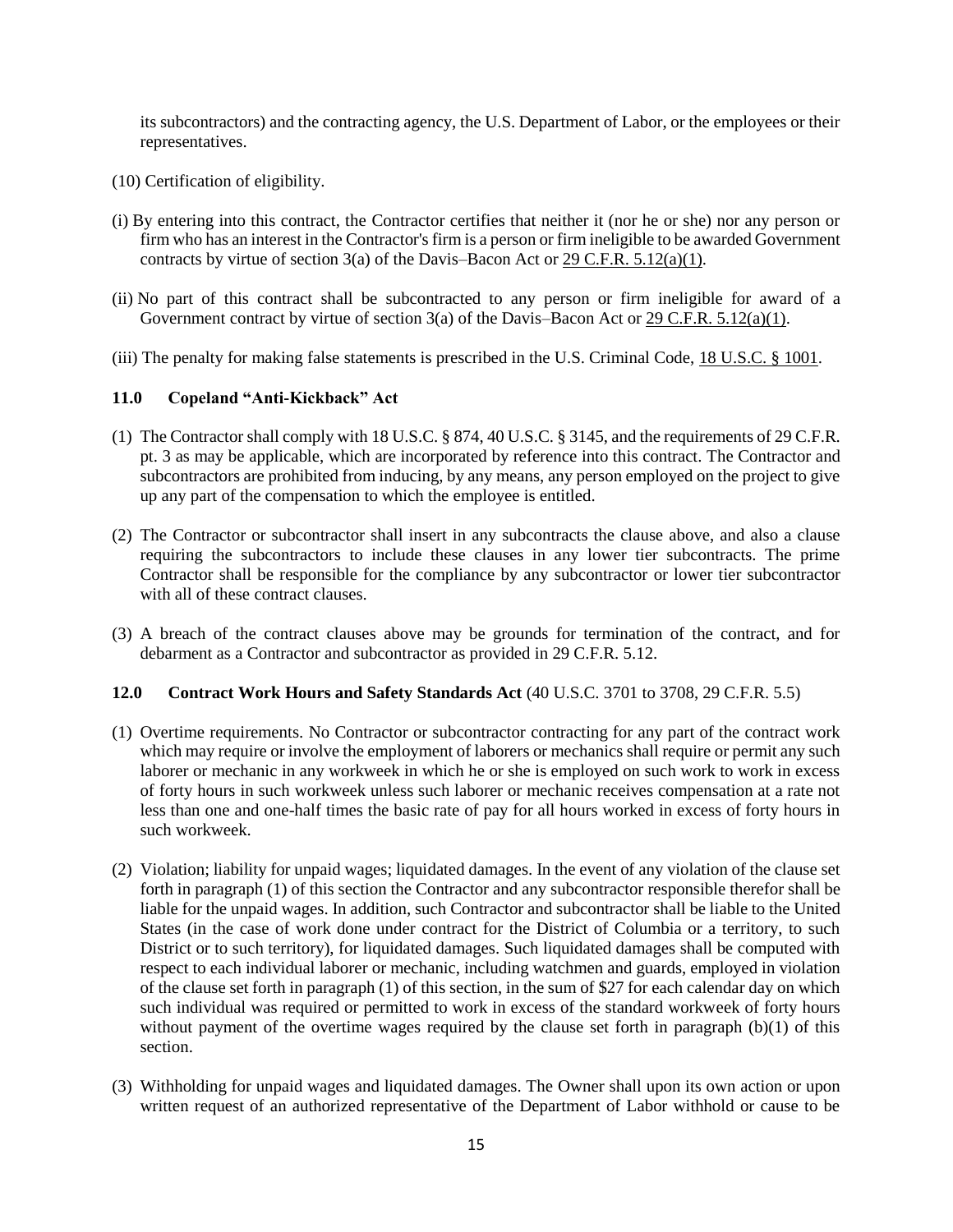its subcontractors) and the contracting agency, the U.S. Department of Labor, or the employees or their representatives.

(10) Certification of eligibility.

(i) By entering into this contract, the Contractor certifies that neither it (nor he or she) nor any person or firm who has an interest in the Contractor's firm is a person or firm ineligible to be awarded Government contracts by virtue of section 3(a) of the Davis–Bacon Act or 29 C.F.R. 5.12(a)(1).

(ii) No part of this contract shall be subcontracted to any person or firm ineligible for award of a Government contract by virtue of section 3(a) of the Davis–Bacon Act or 29 C.F.R. 5.12(a)(1).

(iii) The penalty for making false statements is prescribed in the U.S. Criminal Code, 18 U.S.C. § 1001.

### 11.0 Copeland "Anti-Kickback" Act

(1) The Contractor shall comply with 18 U.S.C. § 874, 40 U.S.C. § 3145, and the requirements of 29 C.F.R. pt. 3 as may be applicable, which are incorporated by reference into this contract. The Contractor and subcontractors are prohibited from inducing, by any means, any person employed on the project to give up any part of the compensation to which the employee is entitled.

(2) The Contractor or subcontractor shall insert in any subcontracts the clause above, and also a clause requiring the subcontractors to include these clauses in any lower tier subcontracts. The prime Contractor shall be responsible for the compliance by any subcontractor or lower tier subcontractor with all of these contract clauses.

(3) A breach of the contract clauses above may be grounds for termination of the contract, and for debarment as a Contractor and subcontractor as provided in 29 C.F.R. 5.12.

### 12.0 Contract Work Hours and Safety Standards Act (40 U.S.C. 3701 to 3708, 29 C.F.R. 5.5)

(1) Overtime requirements. No Contractor or subcontractor contracting for any part of the contract work which may require or involve the employment of laborers or mechanics shall require or permit any such laborer or mechanic in any workweek in which he or she is employed on such work to work in excess of forty hours in such workweek unless such laborer or mechanic receives compensation at a rate not less than one and one-half times the basic rate of pay for all hours worked in excess of forty hours in such workweek.

(2) Violation; liability for unpaid wages; liquidated damages. In the event of any violation of the clause set forth in paragraph (1) of this section the Contractor and any subcontractor responsible therefor shall be liable for the unpaid wages. In addition, such Contractor and subcontractor shall be liable to the United States (in the case of work done under contract for the District of Columbia or a territory, to such District or to such territory), for liquidated damages. Such liquidated damages shall be computed with respect to each individual laborer or mechanic, including watchmen and guards, employed in violation of the clause set forth in paragraph (1) of this section, in the sum of $27 for each calendar day on which such individual was required or permitted to work in excess of the standard workweek of forty hours without payment of the overtime wages required by the clause set forth in paragraph (b)(1) of this section.

(3) Withholding for unpaid wages and liquidated damages. The Owner shall upon its own action or upon written request of an authorized representative of the Department of Labor withhold or cause to be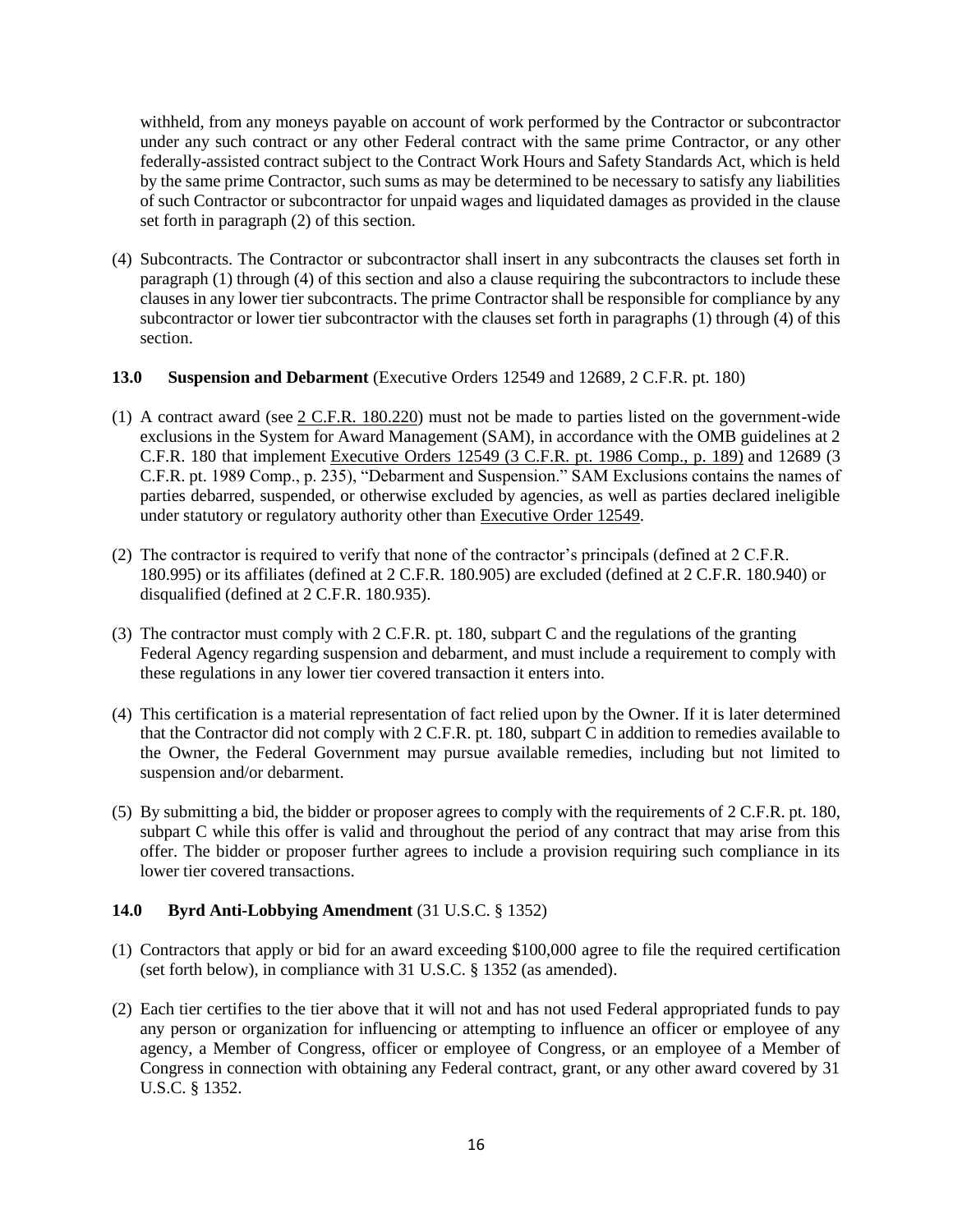withheld, from any moneys payable on account of work performed by the Contractor or subcontractor under any such contract or any other Federal contract with the same prime Contractor, or any other federally-assisted contract subject to the Contract Work Hours and Safety Standards Act, which is held by the same prime Contractor, such sums as may be determined to be necessary to satisfy any liabilities of such Contractor or subcontractor for unpaid wages and liquidated damages as provided in the clause set forth in paragraph (2) of this section.

(4) Subcontracts. The Contractor or subcontractor shall insert in any subcontracts the clauses set forth in paragraph (1) through (4) of this section and also a clause requiring the subcontractors to include these clauses in any lower tier subcontracts. The prime Contractor shall be responsible for compliance by any subcontractor or lower tier subcontractor with the clauses set forth in paragraphs (1) through (4) of this section.

### 13.0 Suspension and Debarment (Executive Orders 12549 and 12689, 2 C.F.R. pt. 180)

(1) A contract award (see 2 C.F.R. 180.220) must not be made to parties listed on the government-wide exclusions in the System for Award Management (SAM), in accordance with the OMB guidelines at 2 C.F.R. 180 that implement Executive Orders 12549 (3 C.F.R. pt. 1986 Comp., p. 189) and 12689 (3 C.F.R. pt. 1989 Comp., p. 235), "Debarment and Suspension." SAM Exclusions contains the names of parties debarred, suspended, or otherwise excluded by agencies, as well as parties declared ineligible under statutory or regulatory authority other than Executive Order 12549.

(2) The contractor is required to verify that none of the contractor's principals (defined at 2 C.F.R. 180.995) or its affiliates (defined at 2 C.F.R. 180.905) are excluded (defined at 2 C.F.R. 180.940) or disqualified (defined at 2 C.F.R. 180.935).

(3) The contractor must comply with 2 C.F.R. pt. 180, subpart C and the regulations of the granting Federal Agency regarding suspension and debarment, and must include a requirement to comply with these regulations in any lower tier covered transaction it enters into.

(4) This certification is a material representation of fact relied upon by the Owner. If it is later determined that the Contractor did not comply with 2 C.F.R. pt. 180, subpart C in addition to remedies available to the Owner, the Federal Government may pursue available remedies, including but not limited to suspension and/or debarment.

(5) By submitting a bid, the bidder or proposer agrees to comply with the requirements of 2 C.F.R. pt. 180, subpart C while this offer is valid and throughout the period of any contract that may arise from this offer. The bidder or proposer further agrees to include a provision requiring such compliance in its lower tier covered transactions.

### 14.0 Byrd Anti-Lobbying Amendment (31 U.S.C. § 1352)

(1) Contractors that apply or bid for an award exceeding $100,000 agree to file the required certification (set forth below), in compliance with 31 U.S.C. § 1352 (as amended).

(2) Each tier certifies to the tier above that it will not and has not used Federal appropriated funds to pay any person or organization for influencing or attempting to influence an officer or employee of any agency, a Member of Congress, officer or employee of Congress, or an employee of a Member of Congress in connection with obtaining any Federal contract, grant, or any other award covered by 31 U.S.C. § 1352.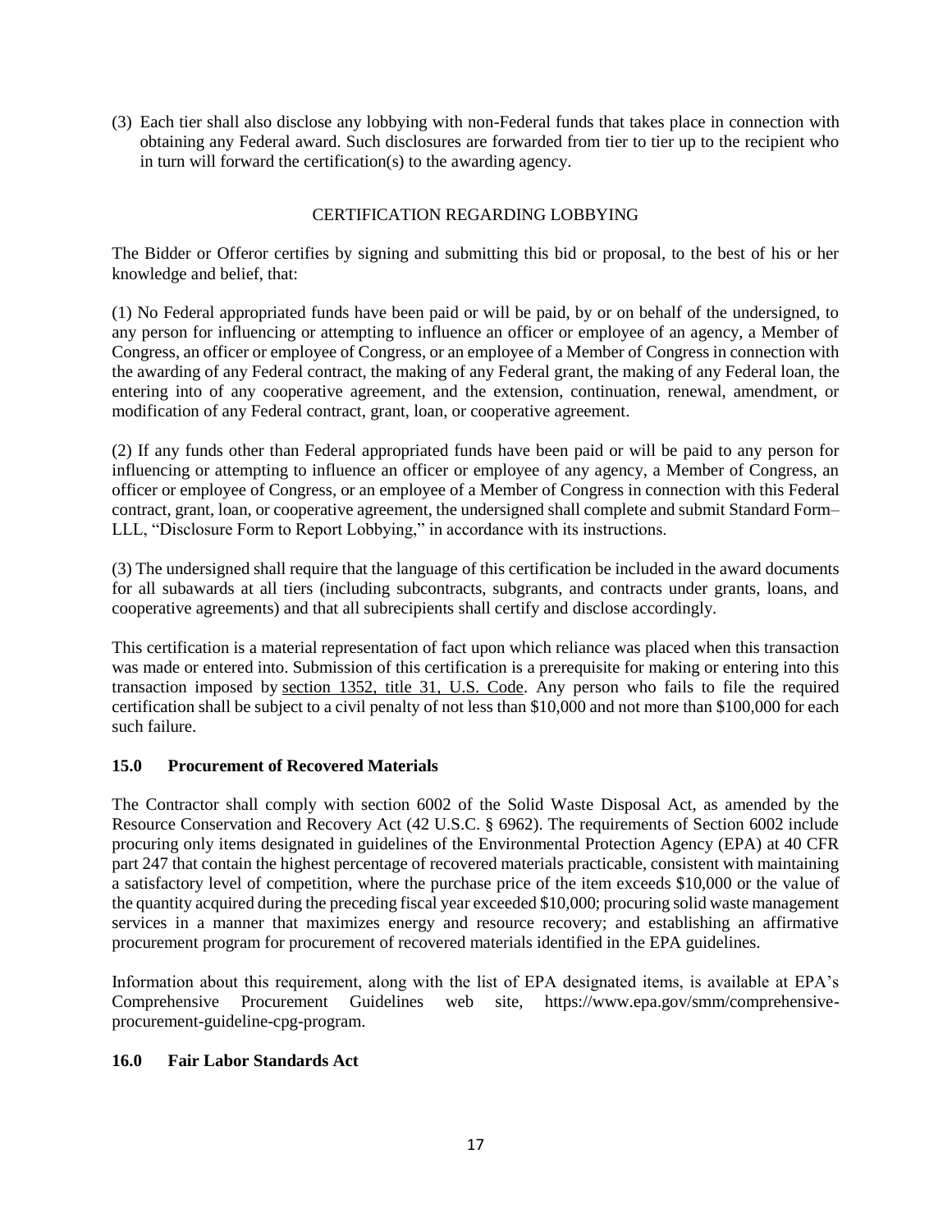(3) Each tier shall also disclose any lobbying with non-Federal funds that takes place in connection with obtaining any Federal award. Such disclosures are forwarded from tier to tier up to the recipient who in turn will forward the certification(s) to the awarding agency.

CERTIFICATION REGARDING LOBBYING

The Bidder or Offeror certifies by signing and submitting this bid or proposal, to the best of his or her knowledge and belief, that:

(1) No Federal appropriated funds have been paid or will be paid, by or on behalf of the undersigned, to any person for influencing or attempting to influence an officer or employee of an agency, a Member of Congress, an officer or employee of Congress, or an employee of a Member of Congress in connection with the awarding of any Federal contract, the making of any Federal grant, the making of any Federal loan, the entering into of any cooperative agreement, and the extension, continuation, renewal, amendment, or modification of any Federal contract, grant, loan, or cooperative agreement.

(2) If any funds other than Federal appropriated funds have been paid or will be paid to any person for influencing or attempting to influence an officer or employee of any agency, a Member of Congress, an officer or employee of Congress, or an employee of a Member of Congress in connection with this Federal contract, grant, loan, or cooperative agreement, the undersigned shall complete and submit Standard Form–LLL, "Disclosure Form to Report Lobbying," in accordance with its instructions.

(3) The undersigned shall require that the language of this certification be included in the award documents for all subawards at all tiers (including subcontracts, subgrants, and contracts under grants, loans, and cooperative agreements) and that all subrecipients shall certify and disclose accordingly.

This certification is a material representation of fact upon which reliance was placed when this transaction was made or entered into. Submission of this certification is a prerequisite for making or entering into this transaction imposed by section 1352, title 31, U.S. Code. Any person who fails to file the required certification shall be subject to a civil penalty of not less than $10,000 and not more than $100,000 for each such failure.

### 15.0 Procurement of Recovered Materials

The Contractor shall comply with section 6002 of the Solid Waste Disposal Act, as amended by the Resource Conservation and Recovery Act (42 U.S.C. § 6962). The requirements of Section 6002 include procuring only items designated in guidelines of the Environmental Protection Agency (EPA) at 40 CFR part 247 that contain the highest percentage of recovered materials practicable, consistent with maintaining a satisfactory level of competition, where the purchase price of the item exceeds $10,000 or the value of the quantity acquired during the preceding fiscal year exceeded $10,000; procuring solid waste management services in a manner that maximizes energy and resource recovery; and establishing an affirmative procurement program for procurement of recovered materials identified in the EPA guidelines.

Information about this requirement, along with the list of EPA designated items, is available at EPA's Comprehensive Procurement Guidelines web site, https://www.epa.gov/smm/comprehensive-procurement-guideline-cpg-program.

### 16.0 Fair Labor Standards Act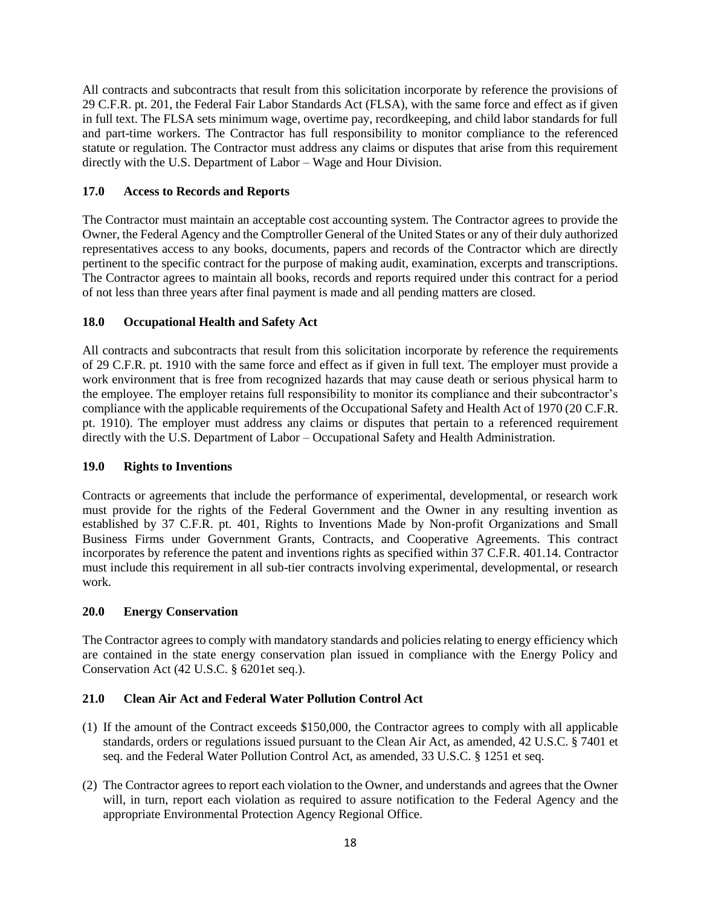All contracts and subcontracts that result from this solicitation incorporate by reference the provisions of 29 C.F.R. pt. 201, the Federal Fair Labor Standards Act (FLSA), with the same force and effect as if given in full text. The FLSA sets minimum wage, overtime pay, recordkeeping, and child labor standards for full and part-time workers. The Contractor has full responsibility to monitor compliance to the referenced statute or regulation. The Contractor must address any claims or disputes that arise from this requirement directly with the U.S. Department of Labor – Wage and Hour Division.

### 17.0 Access to Records and Reports

The Contractor must maintain an acceptable cost accounting system. The Contractor agrees to provide the Owner, the Federal Agency and the Comptroller General of the United States or any of their duly authorized representatives access to any books, documents, papers and records of the Contractor which are directly pertinent to the specific contract for the purpose of making audit, examination, excerpts and transcriptions. The Contractor agrees to maintain all books, records and reports required under this contract for a period of not less than three years after final payment is made and all pending matters are closed.

### 18.0 Occupational Health and Safety Act

All contracts and subcontracts that result from this solicitation incorporate by reference the requirements of 29 C.F.R. pt. 1910 with the same force and effect as if given in full text. The employer must provide a work environment that is free from recognized hazards that may cause death or serious physical harm to the employee. The employer retains full responsibility to monitor its compliance and their subcontractor's compliance with the applicable requirements of the Occupational Safety and Health Act of 1970 (20 C.F.R. pt. 1910). The employer must address any claims or disputes that pertain to a referenced requirement directly with the U.S. Department of Labor – Occupational Safety and Health Administration.

### 19.0 Rights to Inventions

Contracts or agreements that include the performance of experimental, developmental, or research work must provide for the rights of the Federal Government and the Owner in any resulting invention as established by 37 C.F.R. pt. 401, Rights to Inventions Made by Non-profit Organizations and Small Business Firms under Government Grants, Contracts, and Cooperative Agreements. This contract incorporates by reference the patent and inventions rights as specified within 37 C.F.R. 401.14. Contractor must include this requirement in all sub-tier contracts involving experimental, developmental, or research work.

### 20.0 Energy Conservation

The Contractor agrees to comply with mandatory standards and policies relating to energy efficiency which are contained in the state energy conservation plan issued in compliance with the Energy Policy and Conservation Act (42 U.S.C. § 6201et seq.).

### 21.0 Clean Air Act and Federal Water Pollution Control Act

(1) If the amount of the Contract exceeds $150,000, the Contractor agrees to comply with all applicable standards, orders or regulations issued pursuant to the Clean Air Act, as amended, 42 U.S.C. § 7401 et seq. and the Federal Water Pollution Control Act, as amended, 33 U.S.C. § 1251 et seq.

(2) The Contractor agrees to report each violation to the Owner, and understands and agrees that the Owner will, in turn, report each violation as required to assure notification to the Federal Agency and the appropriate Environmental Protection Agency Regional Office.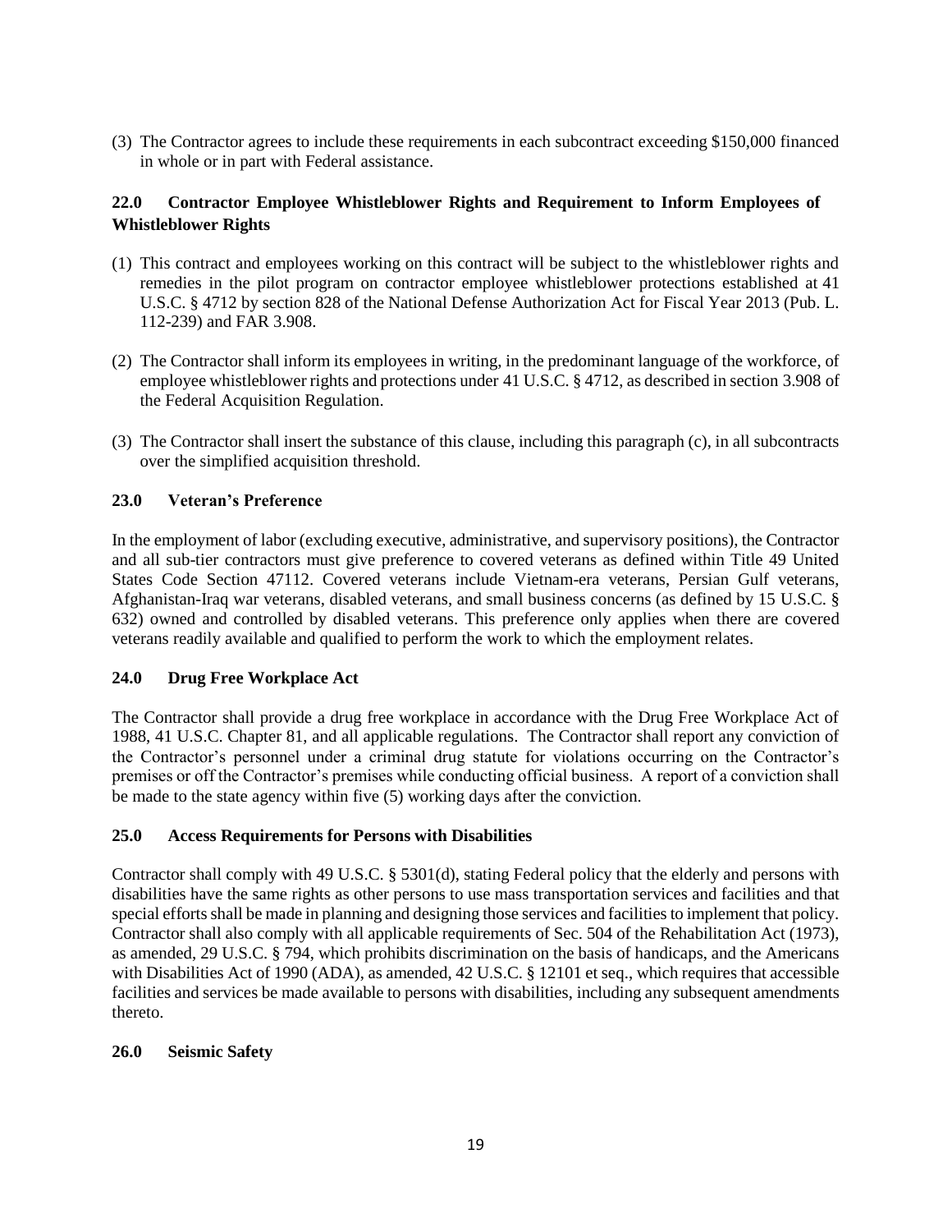(3) The Contractor agrees to include these requirements in each subcontract exceeding $150,000 financed in whole or in part with Federal assistance.

### 22.0 Contractor Employee Whistleblower Rights and Requirement to Inform Employees of Whistleblower Rights

(1) This contract and employees working on this contract will be subject to the whistleblower rights and remedies in the pilot program on contractor employee whistleblower protections established at 41 U.S.C. § 4712 by section 828 of the National Defense Authorization Act for Fiscal Year 2013 (Pub. L. 112-239) and FAR 3.908.

(2) The Contractor shall inform its employees in writing, in the predominant language of the workforce, of employee whistleblower rights and protections under 41 U.S.C. § 4712, as described in section 3.908 of the Federal Acquisition Regulation.

(3) The Contractor shall insert the substance of this clause, including this paragraph (c), in all subcontracts over the simplified acquisition threshold.

### 23.0 Veteran's Preference

In the employment of labor (excluding executive, administrative, and supervisory positions), the Contractor and all sub-tier contractors must give preference to covered veterans as defined within Title 49 United States Code Section 47112. Covered veterans include Vietnam-era veterans, Persian Gulf veterans, Afghanistan-Iraq war veterans, disabled veterans, and small business concerns (as defined by 15 U.S.C. § 632) owned and controlled by disabled veterans. This preference only applies when there are covered veterans readily available and qualified to perform the work to which the employment relates.

### 24.0 Drug Free Workplace Act

The Contractor shall provide a drug free workplace in accordance with the Drug Free Workplace Act of 1988, 41 U.S.C. Chapter 81, and all applicable regulations. The Contractor shall report any conviction of the Contractor's personnel under a criminal drug statute for violations occurring on the Contractor's premises or off the Contractor's premises while conducting official business. A report of a conviction shall be made to the state agency within five (5) working days after the conviction.

### 25.0 Access Requirements for Persons with Disabilities

Contractor shall comply with 49 U.S.C. § 5301(d), stating Federal policy that the elderly and persons with disabilities have the same rights as other persons to use mass transportation services and facilities and that special efforts shall be made in planning and designing those services and facilities to implement that policy. Contractor shall also comply with all applicable requirements of Sec. 504 of the Rehabilitation Act (1973), as amended, 29 U.S.C. § 794, which prohibits discrimination on the basis of handicaps, and the Americans with Disabilities Act of 1990 (ADA), as amended, 42 U.S.C. § 12101 et seq., which requires that accessible facilities and services be made available to persons with disabilities, including any subsequent amendments thereto.

### 26.0 Seismic Safety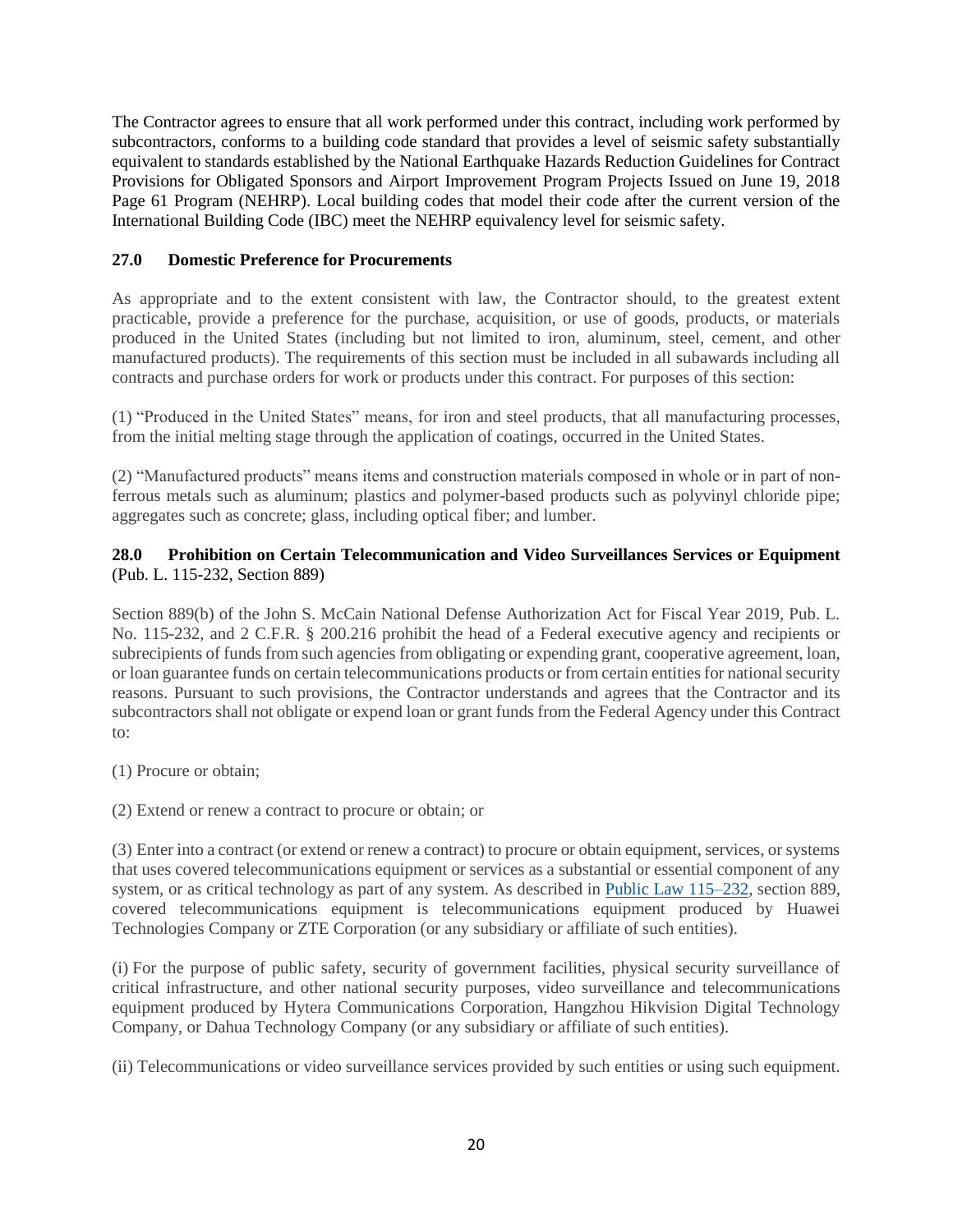The Contractor agrees to ensure that all work performed under this contract, including work performed by subcontractors, conforms to a building code standard that provides a level of seismic safety substantially equivalent to standards established by the National Earthquake Hazards Reduction Guidelines for Contract Provisions for Obligated Sponsors and Airport Improvement Program Projects Issued on June 19, 2018 Page 61 Program (NEHRP). Local building codes that model their code after the current version of the International Building Code (IBC) meet the NEHRP equivalency level for seismic safety.

### 27.0 Domestic Preference for Procurements

As appropriate and to the extent consistent with law, the Contractor should, to the greatest extent practicable, provide a preference for the purchase, acquisition, or use of goods, products, or materials produced in the United States (including but not limited to iron, aluminum, steel, cement, and other manufactured products). The requirements of this section must be included in all subawards including all contracts and purchase orders for work or products under this contract. For purposes of this section:

(1) "Produced in the United States" means, for iron and steel products, that all manufacturing processes, from the initial melting stage through the application of coatings, occurred in the United States.

(2) "Manufactured products" means items and construction materials composed in whole or in part of non-ferrous metals such as aluminum; plastics and polymer-based products such as polyvinyl chloride pipe; aggregates such as concrete; glass, including optical fiber; and lumber.

### 28.0 Prohibition on Certain Telecommunication and Video Surveillances Services or Equipment (Pub. L. 115-232, Section 889)

Section 889(b) of the John S. McCain National Defense Authorization Act for Fiscal Year 2019, Pub. L. No. 115-232, and 2 C.F.R. § 200.216 prohibit the head of a Federal executive agency and recipients or subrecipients of funds from such agencies from obligating or expending grant, cooperative agreement, loan, or loan guarantee funds on certain telecommunications products or from certain entities for national security reasons. Pursuant to such provisions, the Contractor understands and agrees that the Contractor and its subcontractors shall not obligate or expend loan or grant funds from the Federal Agency under this Contract to:

(1) Procure or obtain;

(2) Extend or renew a contract to procure or obtain; or

(3) Enter into a contract (or extend or renew a contract) to procure or obtain equipment, services, or systems that uses covered telecommunications equipment or services as a substantial or essential component of any system, or as critical technology as part of any system. As described in Public Law 115–232, section 889, covered telecommunications equipment is telecommunications equipment produced by Huawei Technologies Company or ZTE Corporation (or any subsidiary or affiliate of such entities).

(i) For the purpose of public safety, security of government facilities, physical security surveillance of critical infrastructure, and other national security purposes, video surveillance and telecommunications equipment produced by Hytera Communications Corporation, Hangzhou Hikvision Digital Technology Company, or Dahua Technology Company (or any subsidiary or affiliate of such entities).

(ii) Telecommunications or video surveillance services provided by such entities or using such equipment.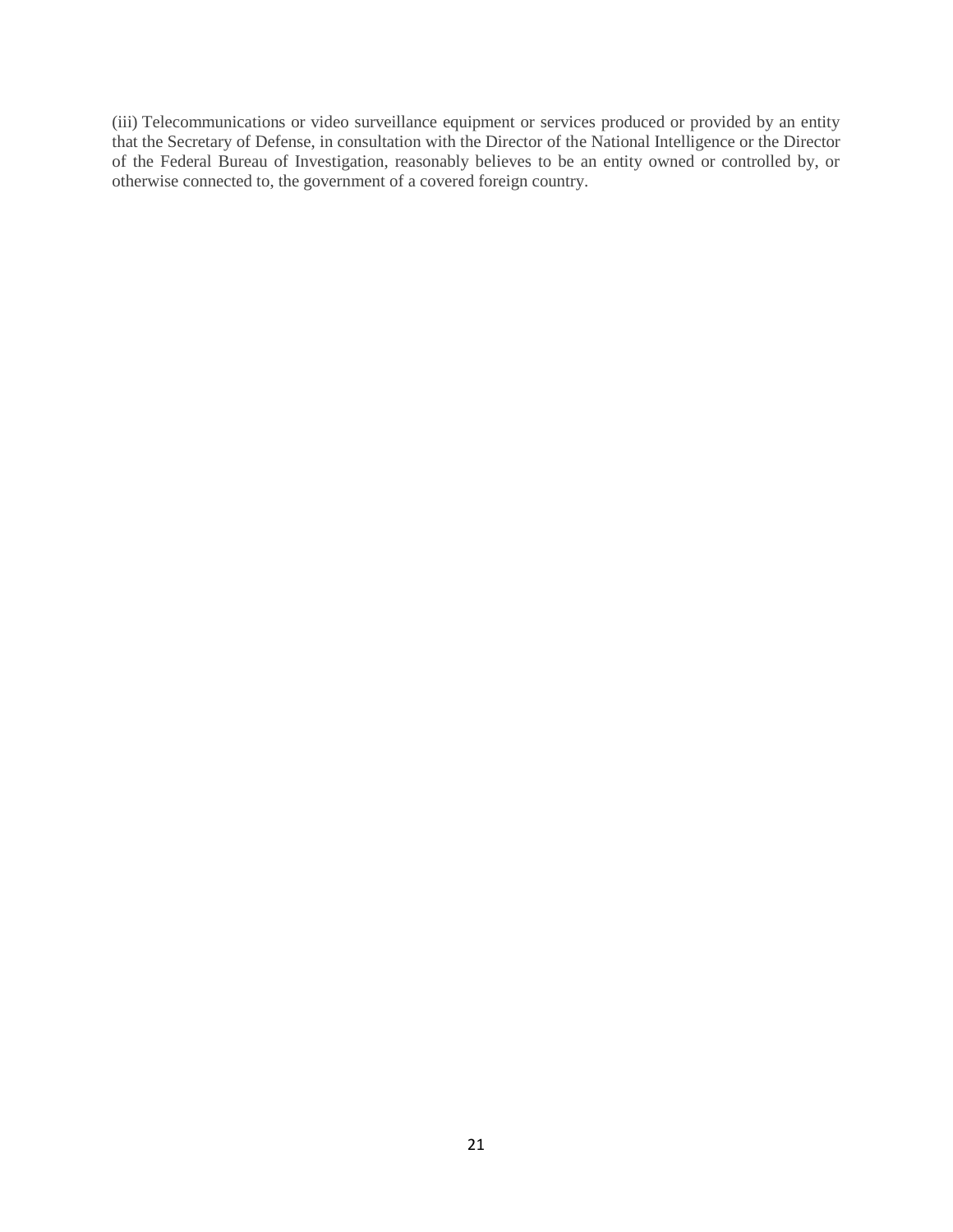(iii) Telecommunications or video surveillance equipment or services produced or provided by an entity that the Secretary of Defense, in consultation with the Director of the National Intelligence or the Director of the Federal Bureau of Investigation, reasonably believes to be an entity owned or controlled by, or otherwise connected to, the government of a covered foreign country.